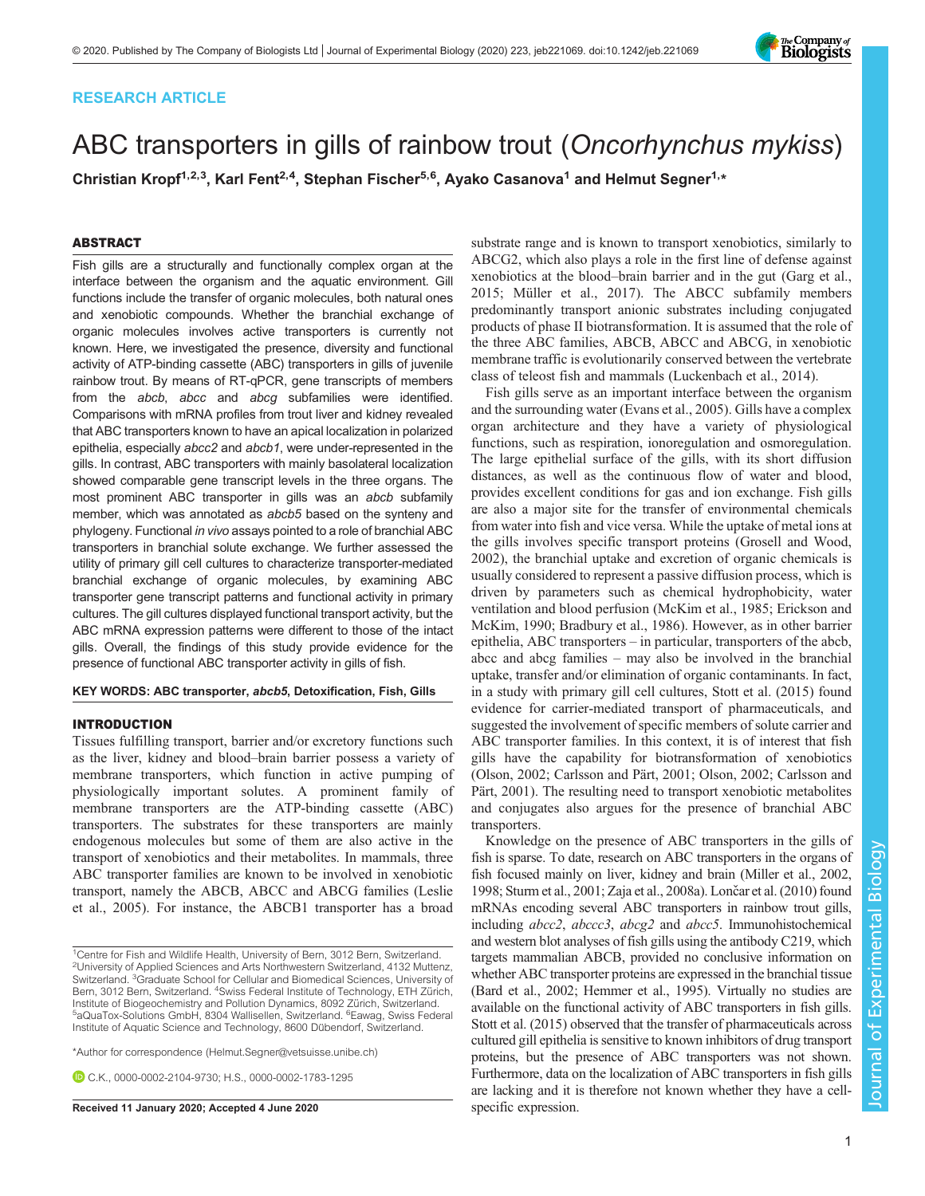RESEARCH ARTICLE

# ABC transporters in gills of rainbow trout (*Oncorhynchus mykiss*)

**Christian Kropf[1,2,3], Karl Fent[2,4], Stephan Fischer[5,6], Ayako Casanova[1] and Helmut Segner[1,*]**

## ABSTRACT

Fish gills are a structurally and functionally complex organ at the interface between the organism and the aquatic environment. Gill functions include the transfer of organic molecules, both natural ones and xenobiotic compounds. Whether the branchial exchange of organic molecules involves active transporters is currently not known. Here, we investigated the presence, diversity and functional activity of ATP-binding cassette (ABC) transporters in gills of juvenile rainbow trout. By means of RT-qPCR, gene transcripts of members from the *abcb*, *abcc* and *abcg* subfamilies were identified. Comparisons with mRNA profiles from trout liver and kidney revealed that ABC transporters known to have an apical localization in polarized epithelia, especially *abcc2* and *abcb1*, were under-represented in the gills. In contrast, ABC transporters with mainly basolateral localization showed comparable gene transcript levels in the three organs. The most prominent ABC transporter in gills was an *abcb* subfamily member, which was annotated as *abcb5* based on the synteny and phylogeny. Functional *in vivo* assays pointed to a role of branchial ABC transporters in branchial solute exchange. We further assessed the utility of primary gill cell cultures to characterize transporter-mediated branchial exchange of organic molecules, by examining ABC transporter gene transcript patterns and functional activity in primary cultures. The gill cultures displayed functional transport activity, but the ABC mRNA expression patterns were different to those of the intact gills. Overall, the findings of this study provide evidence for the presence of functional ABC transporter activity in gills of fish.

**KEY WORDS: ABC transporter, *abcb5*, Detoxification, Fish, Gills**

## INTRODUCTION

Tissues fulfilling transport, barrier and/or excretory functions such as the liver, kidney and blood–brain barrier possess a variety of membrane transporters, which function in active pumping of physiologically important solutes. A prominent family of membrane transporters are the ATP-binding cassette (ABC) transporters. The substrates for these transporters are mainly endogenous molecules but some of them are also active in the transport of xenobiotics and their metabolites. In mammals, three ABC transporter families are known to be involved in xenobiotic transport, namely the ABCB, ABCC and ABCG families (Leslie et al., 2005). For instance, the ABCB1 transporter has a broad substrate range and is known to transport xenobiotics, similarly to ABCG2, which also plays a role in the first line of defense against xenobiotics at the blood–brain barrier and in the gut (Garg et al., 2015; Müller et al., 2017). The ABCC subfamily members predominantly transport anionic substrates including conjugated products of phase II biotransformation. It is assumed that the role of the three ABC families, ABCB, ABCC and ABCG, in xenobiotic membrane traffic is evolutionarily conserved between the vertebrate class of teleost fish and mammals (Luckenbach et al., 2014).

Fish gills serve as an important interface between the organism and the surrounding water (Evans et al., 2005). Gills have a complex organ architecture and they have a variety of physiological functions, such as respiration, ionoregulation and osmoregulation. The large epithelial surface of the gills, with its short diffusion distances, as well as the continuous flow of water and blood, provides excellent conditions for gas and ion exchange. Fish gills are also a major site for the transfer of environmental chemicals from water into fish and vice versa. While the uptake of metal ions at the gills involves specific transport proteins (Grosell and Wood, 2002), the branchial uptake and excretion of organic chemicals is usually considered to represent a passive diffusion process, which is driven by parameters such as chemical hydrophobicity, water ventilation and blood perfusion (McKim et al., 1985; Erickson and McKim, 1990; Bradbury et al., 1986). However, as in other barrier epithelia, ABC transporters – in particular, transporters of the abcb, abcc and abcg families – may also be involved in the branchial uptake, transfer and/or elimination of organic contaminants. In fact, in a study with primary gill cell cultures, Stott et al. (2015) found evidence for carrier-mediated transport of pharmaceuticals, and suggested the involvement of specific members of solute carrier and ABC transporter families. In this context, it is of interest that fish gills have the capability for biotransformation of xenobiotics (Olson, 2002; Carlsson and Pärt, 2001; Olson, 2002; Carlsson and Pärt, 2001). The resulting need to transport xenobiotic metabolites and conjugates also argues for the presence of branchial ABC transporters.

Knowledge on the presence of ABC transporters in the gills of fish is sparse. To date, research on ABC transporters in the organs of fish focused mainly on liver, kidney and brain (Miller et al., 2002, 1998; Sturm et al., 2001; Zaja et al., 2008a). Lončar et al. (2010) found mRNAs encoding several ABC transporters in rainbow trout gills, including *abcc2*, *abccc3*, *abcg2* and *abcc5*. Immunohistochemical and western blot analyses of fish gills using the antibody C219, which targets mammalian ABCB, provided no conclusive information on whether ABC transporter proteins are expressed in the branchial tissue (Bard et al., 2002; Hemmer et al., 1995). Virtually no studies are available on the functional activity of ABC transporters in fish gills. Stott et al. (2015) observed that the transfer of pharmaceuticals across cultured gill epithelia is sensitive to known inhibitors of drug transport proteins, but the presence of ABC transporters was not shown. Furthermore, data on the localization of ABC transporters in fish gills are lacking and it is therefore not known whether they have a cell-specific expression.

[1]Centre for Fish and Wildlife Health, University of Bern, 3012 Bern, Switzerland. [2]University of Applied Sciences and Arts Northwestern Switzerland, 4132 Muttenz, Switzerland. [3]Graduate School for Cellular and Biomedical Sciences, University of Bern, 3012 Bern, Switzerland. [4]Swiss Federal Institute of Technology, ETH Zürich, Institute of Biogeochemistry and Pollution Dynamics, 8092 Zürich, Switzerland. [5]aQuaTox-Solutions GmbH, 8304 Wallisellen, Switzerland. [6]Eawag, Swiss Federal Institute of Aquatic Science and Technology, 8600 Dübendorf, Switzerland.

*Author for correspondence (Helmut.Segner@vetsuisse.unibe.ch)

C.K., 0000-0002-2104-9730; H.S., 0000-0002-1783-1295

Received 11 January 2020; Accepted 4 June 2020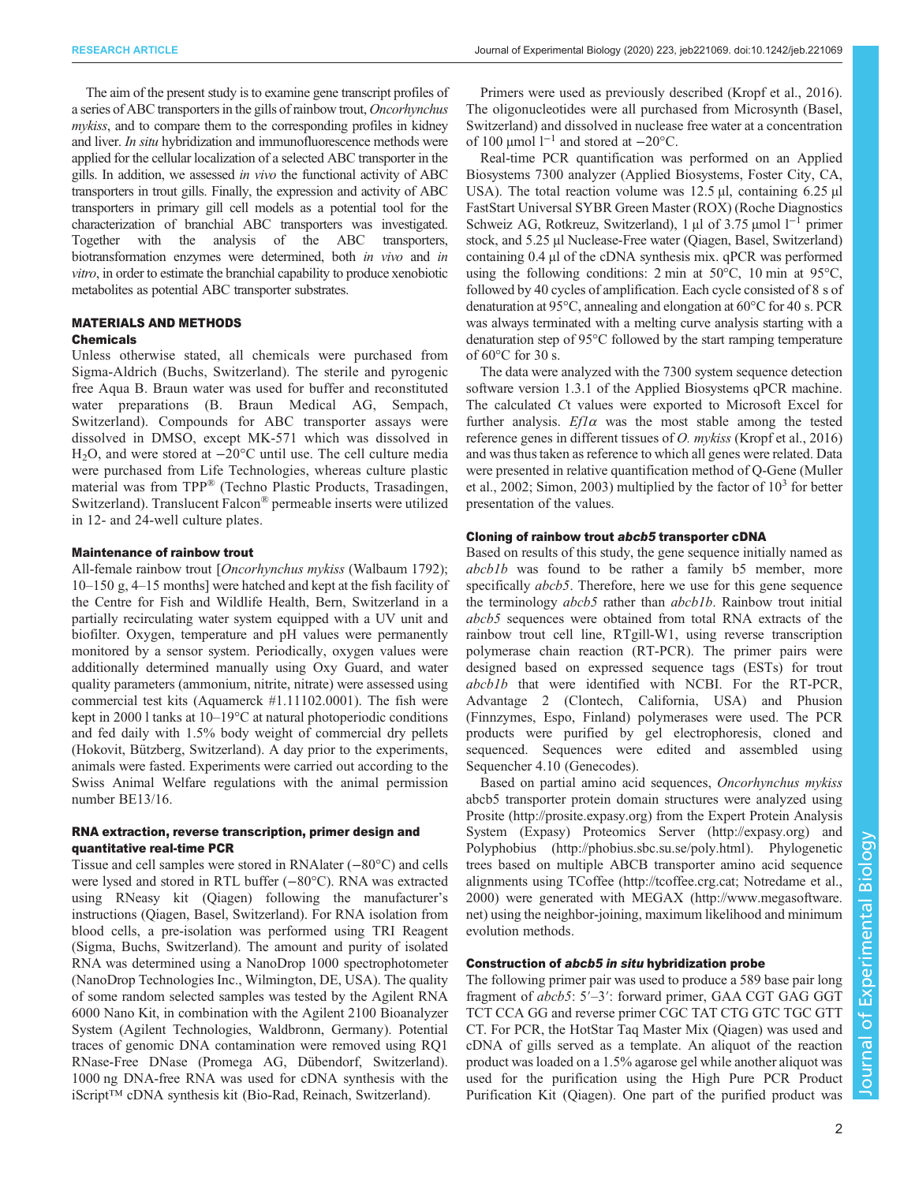The aim of the present study is to examine gene transcript profiles of a series of ABC transporters in the gills of rainbow trout, *Oncorhynchus mykiss*, and to compare them to the corresponding profiles in kidney and liver. *In situ* hybridization and immunofluorescence methods were applied for the cellular localization of a selected ABC transporter in the gills. In addition, we assessed *in vivo* the functional activity of ABC transporters in trout gills. Finally, the expression and activity of ABC transporters in primary gill cell models as a potential tool for the characterization of branchial ABC transporters was investigated. Together with the analysis of the ABC transporters, biotransformation enzymes were determined, both *in vivo* and *in vitro*, in order to estimate the branchial capability to produce xenobiotic metabolites as potential ABC transporter substrates.

## MATERIALS AND METHODS

### Chemicals

Unless otherwise stated, all chemicals were purchased from Sigma-Aldrich (Buchs, Switzerland). The sterile and pyrogenic free Aqua B. Braun water was used for buffer and reconstituted water preparations (B. Braun Medical AG, Sempach, Switzerland). Compounds for ABC transporter assays were dissolved in DMSO, except MK-571 which was dissolved in $H_2O$, and were stored at −20°C until use. The cell culture media were purchased from Life Technologies, whereas culture plastic material was from TPP® (Techno Plastic Products, Trasadingen, Switzerland). Translucent Falcon® permeable inserts were utilized in 12- and 24-well culture plates.

### Maintenance of rainbow trout

All-female rainbow trout [*Oncorhynchus mykiss* (Walbaum 1792); 10–150 g, 4–15 months] were hatched and kept at the fish facility of the Centre for Fish and Wildlife Health, Bern, Switzerland in a partially recirculating water system equipped with a UV unit and biofilter. Oxygen, temperature and pH values were permanently monitored by a sensor system. Periodically, oxygen values were additionally determined manually using Oxy Guard, and water quality parameters (ammonium, nitrite, nitrate) were assessed using commercial test kits (Aquamerck #1.11102.0001). The fish were kept in 2000 l tanks at 10–19°C at natural photoperiodic conditions and fed daily with 1.5% body weight of commercial dry pellets (Hokovit, Bützberg, Switzerland). A day prior to the experiments, animals were fasted. Experiments were carried out according to the Swiss Animal Welfare regulations with the animal permission number BE13/16.

### RNA extraction, reverse transcription, primer design and quantitative real-time PCR

Tissue and cell samples were stored in RNAlater (−80°C) and cells were lysed and stored in RTL buffer (−80°C). RNA was extracted using RNeasy kit (Qiagen) following the manufacturer's instructions (Qiagen, Basel, Switzerland). For RNA isolation from blood cells, a pre-isolation was performed using TRI Reagent (Sigma, Buchs, Switzerland). The amount and purity of isolated RNA was determined using a NanoDrop 1000 spectrophotometer (NanoDrop Technologies Inc., Wilmington, DE, USA). The quality of some random selected samples was tested by the Agilent RNA 6000 Nano Kit, in combination with the Agilent 2100 Bioanalyzer System (Agilent Technologies, Waldbronn, Germany). Potential traces of genomic DNA contamination were removed using RQ1 RNase-Free DNase (Promega AG, Dübendorf, Switzerland). 1000 ng DNA-free RNA was used for cDNA synthesis with the iScript™ cDNA synthesis kit (Bio-Rad, Reinach, Switzerland).

Primers were used as previously described (Kropf et al., 2016). The oligonucleotides were all purchased from Microsynth (Basel, Switzerland) and dissolved in nuclease free water at a concentration of 100 μmol $l^{-1}$ and stored at −20°C.

Real-time PCR quantification was performed on an Applied Biosystems 7300 analyzer (Applied Biosystems, Foster City, CA, USA). The total reaction volume was 12.5 μl, containing 6.25 μl FastStart Universal SYBR Green Master (ROX) (Roche Diagnostics Schweiz AG, Rotkreuz, Switzerland), 1 μl of 3.75 μmol $l^{-1}$ primer stock, and 5.25 μl Nuclease-Free water (Qiagen, Basel, Switzerland) containing 0.4 μl of the cDNA synthesis mix. qPCR was performed using the following conditions: 2 min at 50°C, 10 min at 95°C, followed by 40 cycles of amplification. Each cycle consisted of 8 s of denaturation at 95°C, annealing and elongation at 60°C for 40 s. PCR was always terminated with a melting curve analysis starting with a denaturation step of 95°C followed by the start ramping temperature of 60°C for 30 s.

The data were analyzed with the 7300 system sequence detection software version 1.3.1 of the Applied Biosystems qPCR machine. The calculated *Ct* values were exported to Microsoft Excel for further analysis. *Ef1α* was the most stable among the tested reference genes in different tissues of *O. mykiss* (Kropf et al., 2016) and was thus taken as reference to which all genes were related. Data were presented in relative quantification method of Q-Gene (Muller et al., 2002; Simon, 2003) multiplied by the factor of $10^3$ for better presentation of the values.

### Cloning of rainbow trout *abcb5* transporter cDNA

Based on results of this study, the gene sequence initially named as *abcb1b* was found to be rather a family b5 member, more specifically *abcb5*. Therefore, here we use for this gene sequence the terminology *abcb5* rather than *abcb1b*. Rainbow trout initial *abcb5* sequences were obtained from total RNA extracts of the rainbow trout cell line, RTgill-W1, using reverse transcription polymerase chain reaction (RT-PCR). The primer pairs were designed based on expressed sequence tags (ESTs) for trout *abcb1b* that were identified with NCBI. For the RT-PCR, Advantage 2 (Clontech, California, USA) and Phusion (Finnzymes, Espo, Finland) polymerases were used. The PCR products were purified by gel electrophoresis, cloned and sequenced. Sequences were edited and assembled using Sequencher 4.10 (Genecodes).

Based on partial amino acid sequences, *Oncorhynchus mykiss* abcb5 transporter protein domain structures were analyzed using Prosite (http://prosite.expasy.org) from the Expert Protein Analysis System (Expasy) Proteomics Server (http://expasy.org) and Polyphobius (http://phobius.sbc.su.se/poly.html). Phylogenetic trees based on multiple ABCB transporter amino acid sequence alignments using TCoffee (http://tcoffee.crg.cat; Notredame et al., 2000) were generated with MEGAX (http://www.megasoftware.net) using the neighbor-joining, maximum likelihood and minimum evolution methods.

### Construction of *abcb5 in situ* hybridization probe

The following primer pair was used to produce a 589 base pair long fragment of *abcb5*: 5′–3′: forward primer, GAA CGT GAG GGT TCT CCA GG and reverse primer CGC TAT CTG GTC TGC GTT CT. For PCR, the HotStar Taq Master Mix (Qiagen) was used and cDNA of gills served as a template. An aliquot of the reaction product was loaded on a 1.5% agarose gel while another aliquot was used for the purification using the High Pure PCR Product Purification Kit (Qiagen). One part of the purified product was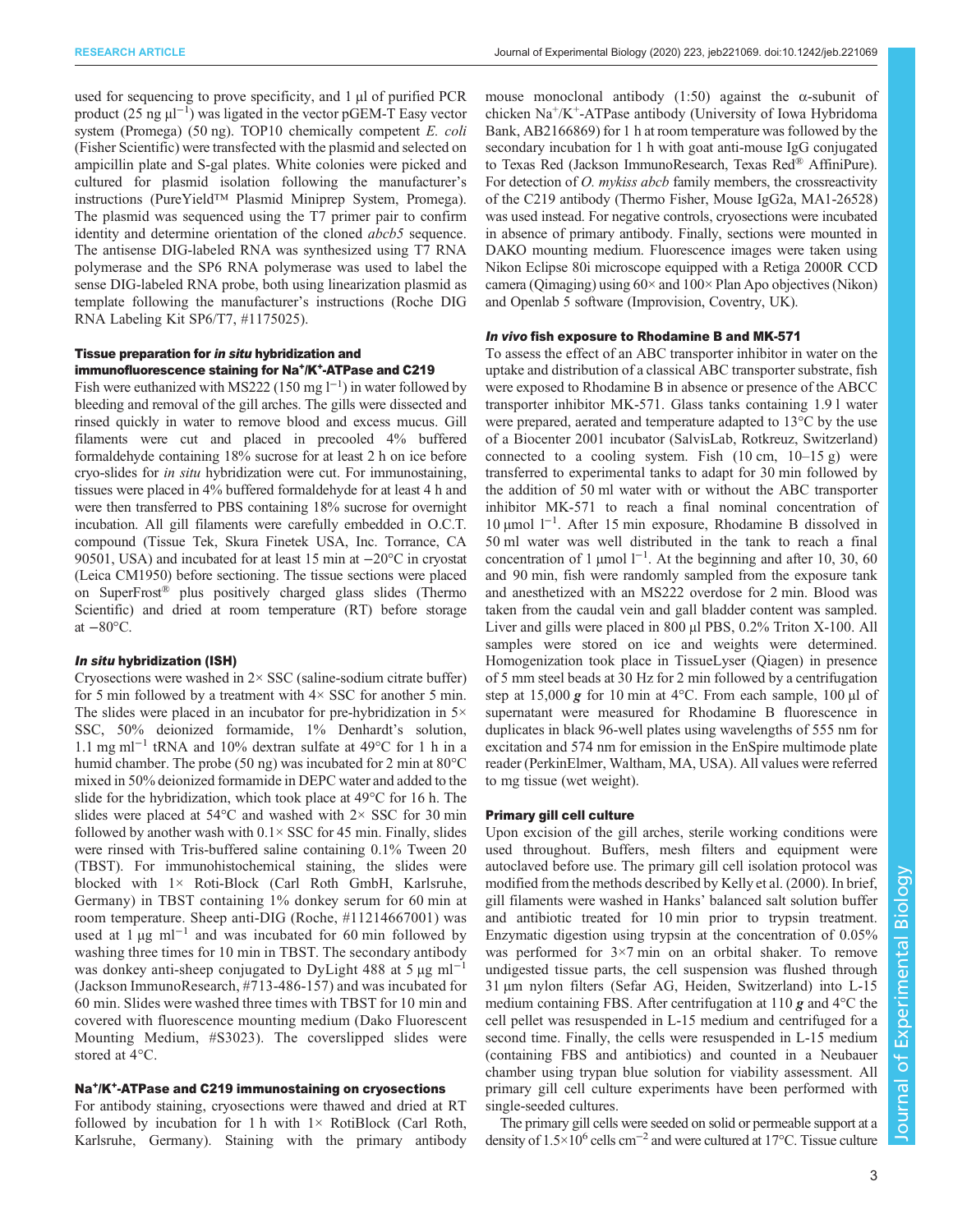used for sequencing to prove specificity, and 1 µl of purified PCR product (25 ng µl$^{-1}$) was ligated in the vector pGEM-T Easy vector system (Promega) (50 ng). TOP10 chemically competent *E. coli* (Fisher Scientific) were transfected with the plasmid and selected on ampicillin plate and S-gal plates. White colonies were picked and cultured for plasmid isolation following the manufacturer's instructions (PureYield™ Plasmid Miniprep System, Promega). The plasmid was sequenced using the T7 primer pair to confirm identity and determine orientation of the cloned *abcb5* sequence. The antisense DIG-labeled RNA was synthesized using T7 RNA polymerase and the SP6 RNA polymerase was used to label the sense DIG-labeled RNA probe, both using linearization plasmid as template following the manufacturer's instructions (Roche DIG RNA Labeling Kit SP6/T7, #1175025).

#### Tissue preparation for *in situ* hybridization and immunofluorescence staining for Na$^+$/K$^+$-ATPase and C219

Fish were euthanized with MS222 (150 mg l$^{-1}$) in water followed by bleeding and removal of the gill arches. The gills were dissected and rinsed quickly in water to remove blood and excess mucus. Gill filaments were cut and placed in precooled 4% buffered formaldehyde containing 18% sucrose for at least 2 h on ice before cryo-slides for *in situ* hybridization were cut. For immunostaining, tissues were placed in 4% buffered formaldehyde for at least 4 h and were then transferred to PBS containing 18% sucrose for overnight incubation. All gill filaments were carefully embedded in O.C.T. compound (Tissue Tek, Skura Finetek USA, Inc. Torrance, CA 90501, USA) and incubated for at least 15 min at −20°C in cryostat (Leica CM1950) before sectioning. The tissue sections were placed on SuperFrost® plus positively charged glass slides (Thermo Scientific) and dried at room temperature (RT) before storage at −80°C.

#### *In situ* hybridization (ISH)

Cryosections were washed in 2× SSC (saline-sodium citrate buffer) for 5 min followed by a treatment with 4× SSC for another 5 min. The slides were placed in an incubator for pre-hybridization in 5× SSC, 50% deionized formamide, 1% Denhardt's solution, 1.1 mg ml$^{-1}$ tRNA and 10% dextran sulfate at 49°C for 1 h in a humid chamber. The probe (50 ng) was incubated for 2 min at 80°C mixed in 50% deionized formamide in DEPC water and added to the slide for the hybridization, which took place at 49°C for 16 h. The slides were placed at 54°C and washed with 2× SSC for 30 min followed by another wash with 0.1× SSC for 45 min. Finally, slides were rinsed with Tris-buffered saline containing 0.1% Tween 20 (TBST). For immunohistochemical staining, the slides were blocked with 1× Roti-Block (Carl Roth GmbH, Karlsruhe, Germany) in TBST containing 1% donkey serum for 60 min at room temperature. Sheep anti-DIG (Roche, #11214667001) was used at 1 µg ml$^{-1}$ and was incubated for 60 min followed by washing three times for 10 min in TBST. The secondary antibody was donkey anti-sheep conjugated to DyLight 488 at 5 µg ml$^{-1}$ (Jackson ImmunoResearch, #713-486-157) and was incubated for 60 min. Slides were washed three times with TBST for 10 min and covered with fluorescence mounting medium (Dako Fluorescent Mounting Medium, #S3023). The coverslipped slides were stored at 4°C.

#### Na$^+$/K$^+$-ATPase and C219 immunostaining on cryosections

For antibody staining, cryosections were thawed and dried at RT followed by incubation for 1 h with 1× RotiBlock (Carl Roth, Karlsruhe, Germany). Staining with the primary antibody mouse monoclonal antibody (1:50) against the α-subunit of chicken Na$^+$/K$^+$-ATPase antibody (University of Iowa Hybridoma Bank, AB2166869) for 1 h at room temperature was followed by the secondary incubation for 1 h with goat anti-mouse IgG conjugated to Texas Red (Jackson ImmunoResearch, Texas Red® AffiniPure). For detection of *O. mykiss abcb* family members, the crossreactivity of the C219 antibody (Thermo Fisher, Mouse IgG2a, MA1-26528) was used instead. For negative controls, cryosections were incubated in absence of primary antibody. Finally, sections were mounted in DAKO mounting medium. Fluorescence images were taken using Nikon Eclipse 80i microscope equipped with a Retiga 2000R CCD camera (Qimaging) using 60× and 100× Plan Apo objectives (Nikon) and Openlab 5 software (Improvision, Coventry, UK).

#### *In vivo* fish exposure to Rhodamine B and MK-571

To assess the effect of an ABC transporter inhibitor in water on the uptake and distribution of a classical ABC transporter substrate, fish were exposed to Rhodamine B in absence or presence of the ABCC transporter inhibitor MK-571. Glass tanks containing 1.9 l water were prepared, aerated and temperature adapted to 13°C by the use of a Biocenter 2001 incubator (SalvisLab, Rotkreuz, Switzerland) connected to a cooling system. Fish (10 cm, 10–15 g) were transferred to experimental tanks to adapt for 30 min followed by the addition of 50 ml water with or without the ABC transporter inhibitor MK-571 to reach a final nominal concentration of 10 µmol l$^{-1}$. After 15 min exposure, Rhodamine B dissolved in 50 ml water was well distributed in the tank to reach a final concentration of 1 µmol l$^{-1}$. At the beginning and after 10, 30, 60 and 90 min, fish were randomly sampled from the exposure tank and anesthetized with an MS222 overdose for 2 min. Blood was taken from the caudal vein and gall bladder content was sampled. Liver and gills were placed in 800 µl PBS, 0.2% Triton X-100. All samples were stored on ice and weights were determined. Homogenization took place in TissueLyser (Qiagen) in presence of 5 mm steel beads at 30 Hz for 2 min followed by a centrifugation step at 15,000 ***g*** for 10 min at 4°C. From each sample, 100 µl of supernatant were measured for Rhodamine B fluorescence in duplicates in black 96-well plates using wavelengths of 555 nm for excitation and 574 nm for emission in the EnSpire multimode plate reader (PerkinElmer, Waltham, MA, USA). All values were referred to mg tissue (wet weight).

#### Primary gill cell culture

Upon excision of the gill arches, sterile working conditions were used throughout. Buffers, mesh filters and equipment were autoclaved before use. The primary gill cell isolation protocol was modified from the methods described by Kelly et al. (2000). In brief, gill filaments were washed in Hanks' balanced salt solution buffer and antibiotic treated for 10 min prior to trypsin treatment. Enzymatic digestion using trypsin at the concentration of 0.05% was performed for 3×7 min on an orbital shaker. To remove undigested tissue parts, the cell suspension was flushed through 31 µm nylon filters (Sefar AG, Heiden, Switzerland) into L-15 medium containing FBS. After centrifugation at 110 ***g*** and 4°C the cell pellet was resuspended in L-15 medium and centrifuged for a second time. Finally, the cells were resuspended in L-15 medium (containing FBS and antibiotics) and counted in a Neubauer chamber using trypan blue solution for viability assessment. All primary gill cell culture experiments have been performed with single-seeded cultures.

The primary gill cells were seeded on solid or permeable support at a density of 1.5×10$^6$ cells cm$^{-2}$ and were cultured at 17°C. Tissue culture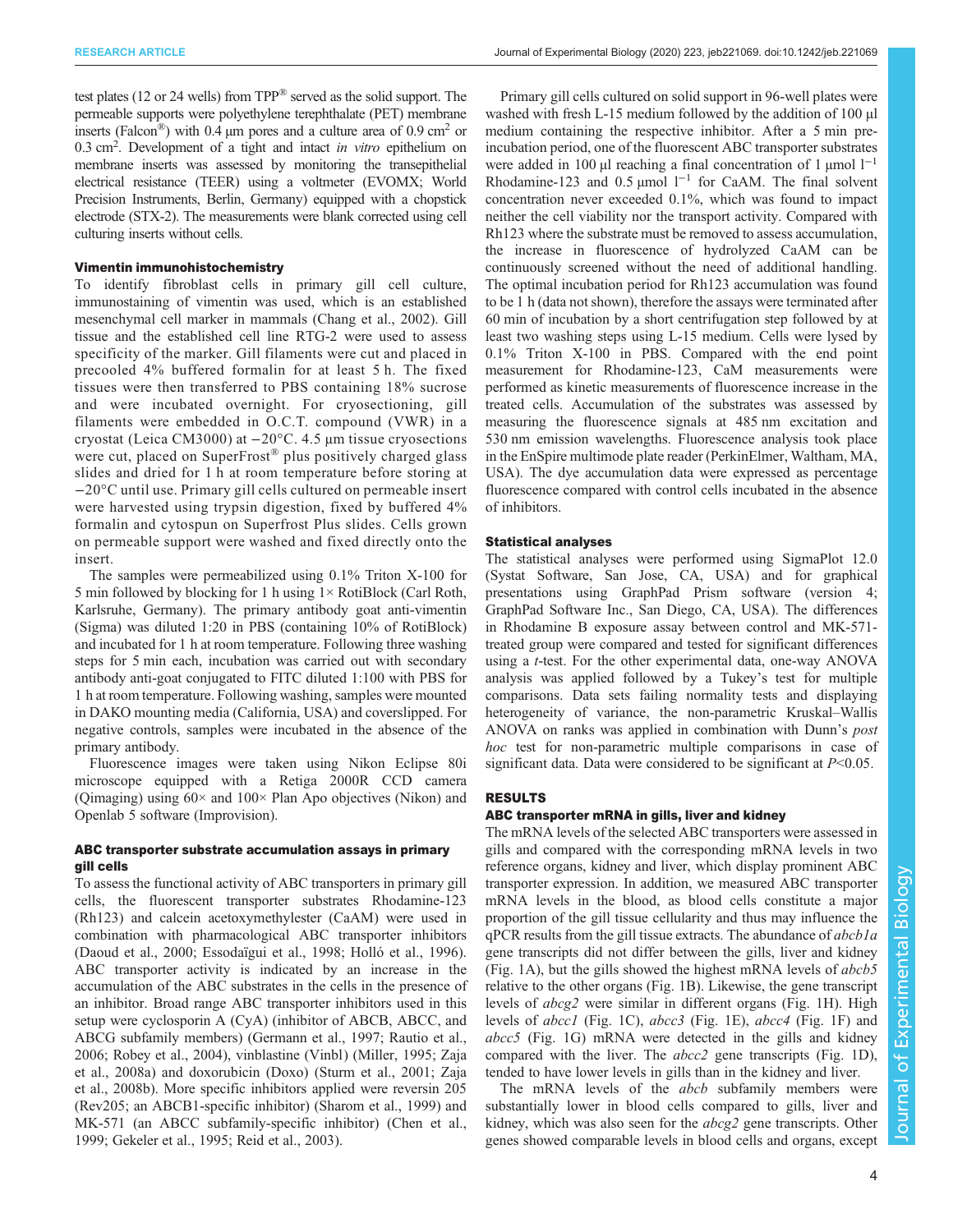test plates (12 or 24 wells) from TPP® served as the solid support. The permeable supports were polyethylene terephthalate (PET) membrane inserts (Falcon®) with 0.4 µm pores and a culture area of 0.9 $cm^2$ or 0.3 $cm^2$. Development of a tight and intact *in vitro* epithelium on membrane inserts was assessed by monitoring the transepithelial electrical resistance (TEER) using a voltmeter (EVOMX; World Precision Instruments, Berlin, Germany) equipped with a chopstick electrode (STX-2). The measurements were blank corrected using cell culturing inserts without cells.

### Vimentin immunohistochemistry

To identify fibroblast cells in primary gill cell culture, immunostaining of vimentin was used, which is an established mesenchymal cell marker in mammals (Chang et al., 2002). Gill tissue and the established cell line RTG-2 were used to assess specificity of the marker. Gill filaments were cut and placed in precooled 4% buffered formalin for at least 5 h. The fixed tissues were then transferred to PBS containing 18% sucrose and were incubated overnight. For cryosectioning, gill filaments were embedded in O.C.T. compound (VWR) in a cryostat (Leica CM3000) at −20°C. 4.5 µm tissue cryosections were cut, placed on SuperFrost® plus positively charged glass slides and dried for 1 h at room temperature before storing at −20°C until use. Primary gill cells cultured on permeable insert were harvested using trypsin digestion, fixed by buffered 4% formalin and cytospun on Superfrost Plus slides. Cells grown on permeable support were washed and fixed directly onto the insert.

The samples were permeabilized using 0.1% Triton X-100 for 5 min followed by blocking for 1 h using 1× RotiBlock (Carl Roth, Karlsruhe, Germany). The primary antibody goat anti-vimentin (Sigma) was diluted 1:20 in PBS (containing 10% of RotiBlock) and incubated for 1 h at room temperature. Following three washing steps for 5 min each, incubation was carried out with secondary antibody anti-goat conjugated to FITC diluted 1:100 with PBS for 1 h at room temperature. Following washing, samples were mounted in DAKO mounting media (California, USA) and coverslipped. For negative controls, samples were incubated in the absence of the primary antibody.

Fluorescence images were taken using Nikon Eclipse 80i microscope equipped with a Retiga 2000R CCD camera (Qimaging) using 60× and 100× Plan Apo objectives (Nikon) and Openlab 5 software (Improvision).

### ABC transporter substrate accumulation assays in primary gill cells

To assess the functional activity of ABC transporters in primary gill cells, the fluorescent transporter substrates Rhodamine-123 (Rh123) and calcein acetoxymethylester (CaAM) were used in combination with pharmacological ABC transporter inhibitors (Daoud et al., 2000; Essodaïgui et al., 1998; Holló et al., 1996). ABC transporter activity is indicated by an increase in the accumulation of the ABC substrates in the cells in the presence of an inhibitor. Broad range ABC transporter inhibitors used in this setup were cyclosporin A (CyA) (inhibitor of ABCB, ABCC, and ABCG subfamily members) (Germann et al., 1997; Rautio et al., 2006; Robey et al., 2004), vinblastine (Vinbl) (Miller, 1995; Zaja et al., 2008a) and doxorubicin (Doxo) (Sturm et al., 2001; Zaja et al., 2008b). More specific inhibitors applied were reversin 205 (Rev205; an ABCB1-specific inhibitor) (Sharom et al., 1999) and MK-571 (an ABCC subfamily-specific inhibitor) (Chen et al., 1999; Gekeler et al., 1995; Reid et al., 2003).

Primary gill cells cultured on solid support in 96-well plates were washed with fresh L-15 medium followed by the addition of 100 µl medium containing the respective inhibitor. After a 5 min pre-incubation period, one of the fluorescent ABC transporter substrates were added in 100 µl reaching a final concentration of 1 µmol $l^{-1}$ Rhodamine-123 and 0.5 µmol $l^{-1}$ for CaAM. The final solvent concentration never exceeded 0.1%, which was found to impact neither the cell viability nor the transport activity. Compared with Rh123 where the substrate must be removed to assess accumulation, the increase in fluorescence of hydrolyzed CaAM can be continuously screened without the need of additional handling. The optimal incubation period for Rh123 accumulation was found to be 1 h (data not shown), therefore the assays were terminated after 60 min of incubation by a short centrifugation step followed by at least two washing steps using L-15 medium. Cells were lysed by 0.1% Triton X-100 in PBS. Compared with the end point measurement for Rhodamine-123, CaM measurements were performed as kinetic measurements of fluorescence increase in the treated cells. Accumulation of the substrates was assessed by measuring the fluorescence signals at 485 nm excitation and 530 nm emission wavelengths. Fluorescence analysis took place in the EnSpire multimode plate reader (PerkinElmer, Waltham, MA, USA). The dye accumulation data were expressed as percentage fluorescence compared with control cells incubated in the absence of inhibitors.

### Statistical analyses

The statistical analyses were performed using SigmaPlot 12.0 (Systat Software, San Jose, CA, USA) and for graphical presentations using GraphPad Prism software (version 4; GraphPad Software Inc., San Diego, CA, USA). The differences in Rhodamine B exposure assay between control and MK-571-treated group were compared and tested for significant differences using a *t*-test. For the other experimental data, one-way ANOVA analysis was applied followed by a Tukey's test for multiple comparisons. Data sets failing normality tests and displaying heterogeneity of variance, the non-parametric Kruskal–Wallis ANOVA on ranks was applied in combination with Dunn's *post hoc* test for non-parametric multiple comparisons in case of significant data. Data were considered to be significant at $P<0.05$.

## RESULTS

### ABC transporter mRNA in gills, liver and kidney

The mRNA levels of the selected ABC transporters were assessed in gills and compared with the corresponding mRNA levels in two reference organs, kidney and liver, which display prominent ABC transporter expression. In addition, we measured ABC transporter mRNA levels in the blood, as blood cells constitute a major proportion of the gill tissue cellularity and thus may influence the qPCR results from the gill tissue extracts. The abundance of *abcb1a* gene transcripts did not differ between the gills, liver and kidney (Fig. 1A), but the gills showed the highest mRNA levels of *abcb5* relative to the other organs (Fig. 1B). Likewise, the gene transcript levels of *abcg2* were similar in different organs (Fig. 1H). High levels of *abcc1* (Fig. 1C), *abcc3* (Fig. 1E), *abcc4* (Fig. 1F) and *abcc5* (Fig. 1G) mRNA were detected in the gills and kidney compared with the liver. The *abcc2* gene transcripts (Fig. 1D), tended to have lower levels in gills than in the kidney and liver.

The mRNA levels of the *abcb* subfamily members were substantially lower in blood cells compared to gills, liver and kidney, which was also seen for the *abcg2* gene transcripts. Other genes showed comparable levels in blood cells and organs, except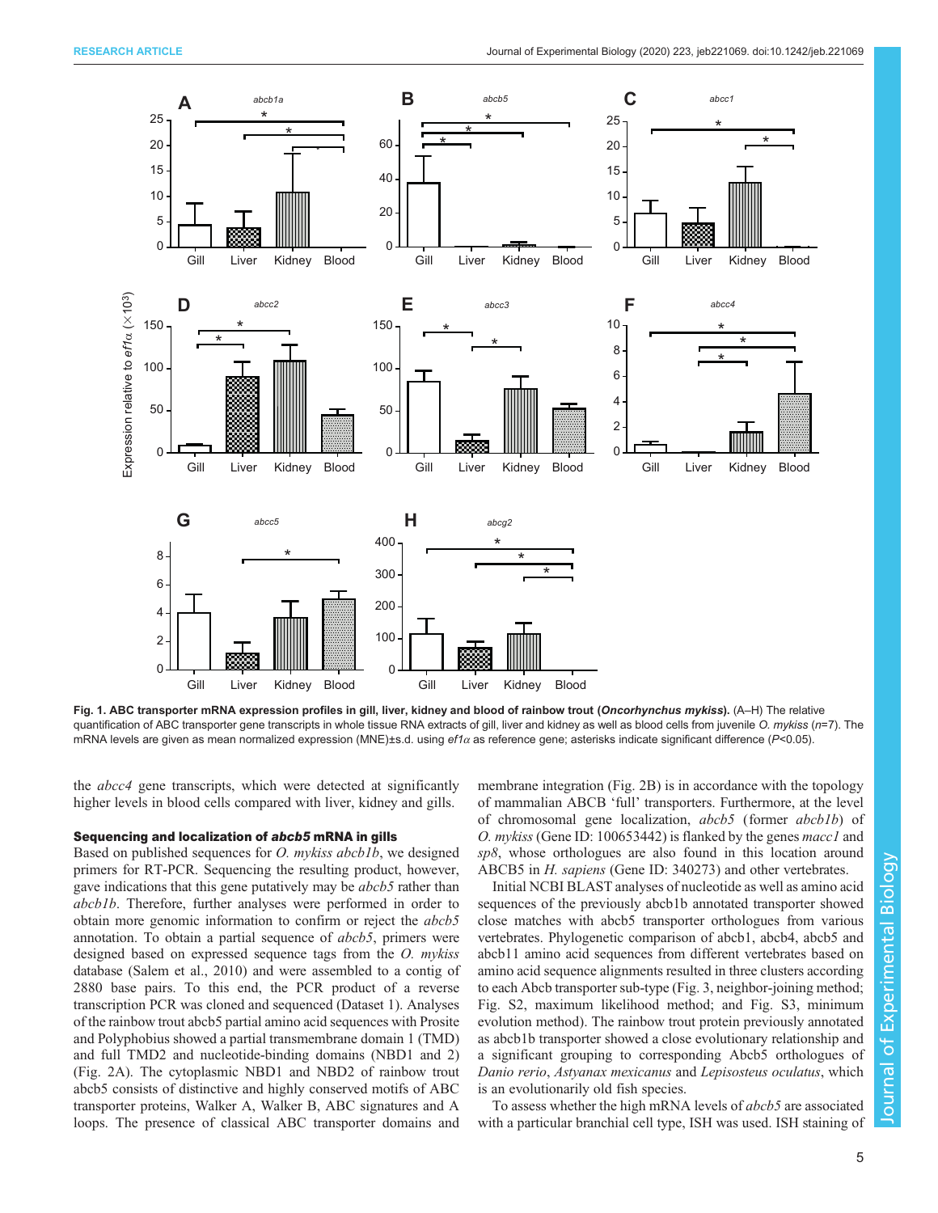**Fig. 1. ABC transporter mRNA expression profiles in gill, liver, kidney and blood of rainbow trout (*Oncorhynchus mykiss*).** (A–H) The relative quantification of ABC transporter gene transcripts in whole tissue RNA extracts of gill, liver and kidney as well as blood cells from juvenile *O. mykiss* ($n$=7). The mRNA levels are given as mean normalized expression (MNE)±s.d. using *ef1α* as reference gene; asterisks indicate significant difference ($P$<0.05).

the *abcc4* gene transcripts, which were detected at significantly higher levels in blood cells compared with liver, kidney and gills.

### Sequencing and localization of *abcb5* mRNA in gills

Based on published sequences for *O. mykiss abcb1b*, we designed primers for RT-PCR. Sequencing the resulting product, however, gave indications that this gene putatively may be *abcb5* rather than *abcb1b*. Therefore, further analyses were performed in order to obtain more genomic information to confirm or reject the *abcb5* annotation. To obtain a partial sequence of *abcb5*, primers were designed based on expressed sequence tags from the *O. mykiss* database (Salem et al., 2010) and were assembled to a contig of 2880 base pairs. To this end, the PCR product of a reverse transcription PCR was cloned and sequenced (Dataset 1). Analyses of the rainbow trout abcb5 partial amino acid sequences with Prosite and Polyphobius showed a partial transmembrane domain 1 (TMD) and full TMD2 and nucleotide-binding domains (NBD1 and 2) (Fig. 2A). The cytoplasmic NBD1 and NBD2 of rainbow trout abcb5 consists of distinctive and highly conserved motifs of ABC transporter proteins, Walker A, Walker B, ABC signatures and A loops. The presence of classical ABC transporter domains and membrane integration (Fig. 2B) is in accordance with the topology of mammalian ABCB 'full' transporters. Furthermore, at the level of chromosomal gene localization, *abcb5* (former *abcb1b*) of *O. mykiss* (Gene ID: 100653442) is flanked by the genes *macc1* and *sp8*, whose orthologues are also found in this location around ABCB5 in *H. sapiens* (Gene ID: 340273) and other vertebrates.

Initial NCBI BLAST analyses of nucleotide as well as amino acid sequences of the previously abcb1b annotated transporter showed close matches with abcb5 transporter orthologues from various vertebrates. Phylogenetic comparison of abcb1, abcb4, abcb5 and abcb11 amino acid sequences from different vertebrates based on amino acid sequence alignments resulted in three clusters according to each Abcb transporter sub-type (Fig. 3, neighbor-joining method; Fig. S2, maximum likelihood method; and Fig. S3, minimum evolution method). The rainbow trout protein previously annotated as abcb1b transporter showed a close evolutionary relationship and a significant grouping to corresponding Abcb5 orthologues of *Danio rerio*, *Astyanax mexicanus* and *Lepisosteus oculatus*, which is an evolutionarily old fish species.

To assess whether the high mRNA levels of *abcb5* are associated with a particular branchial cell type, ISH was used. ISH staining of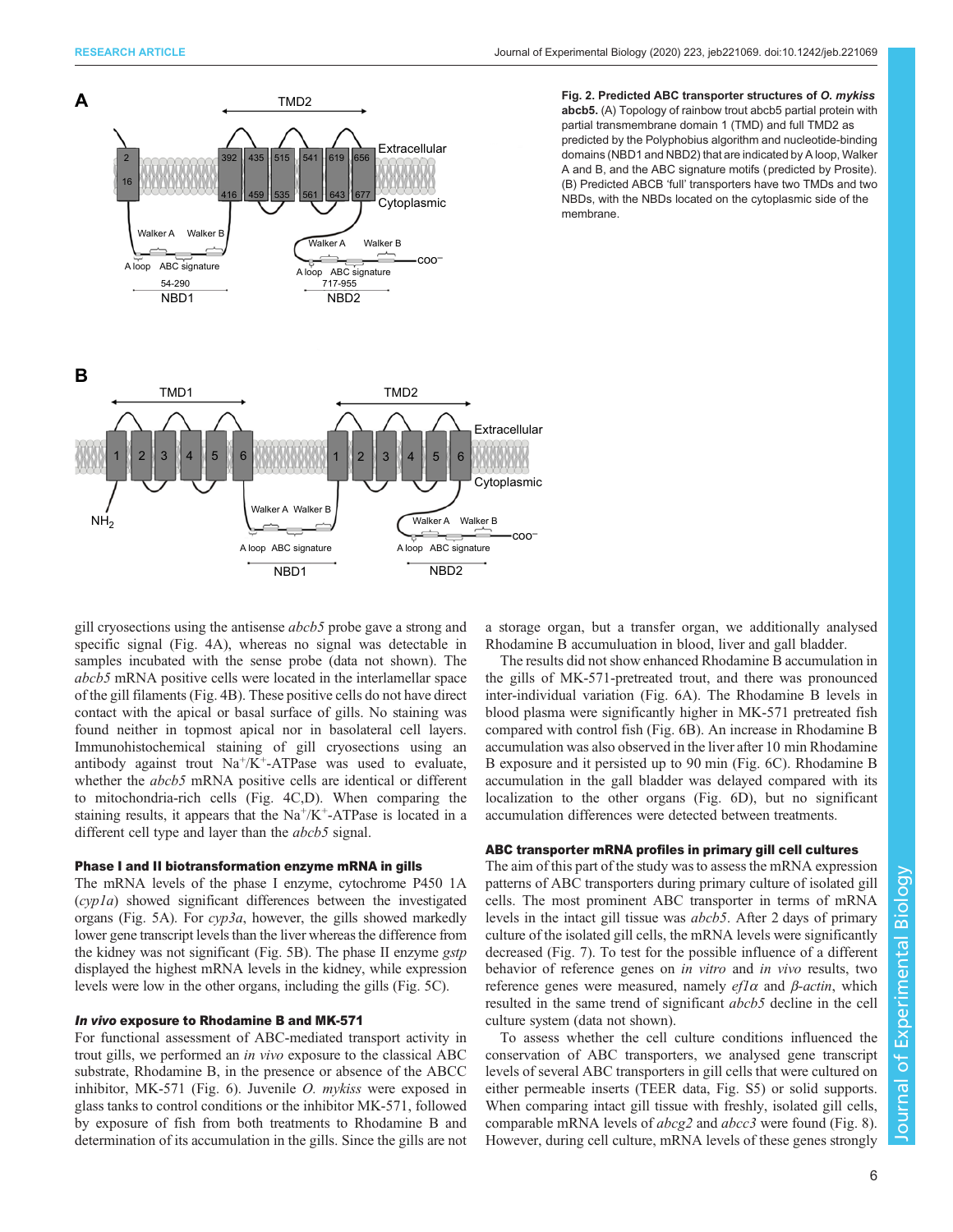**Fig. 2. Predicted ABC transporter structures of *O. mykiss* abcb5.** (A) Topology of rainbow trout abcb5 partial protein with partial transmembrane domain 1 (TMD) and full TMD2 as predicted by the Polyphobius algorithm and nucleotide-binding domains (NBD1 and NBD2) that are indicated by A loop, Walker A and B, and the ABC signature motifs (predicted by Prosite). (B) Predicted ABCB 'full' transporters have two TMDs and two NBDs, with the NBDs located on the cytoplasmic side of the membrane.

gill cryosections using the antisense *abcb5* probe gave a strong and specific signal (Fig. 4A), whereas no signal was detectable in samples incubated with the sense probe (data not shown). The *abcb5* mRNA positive cells were located in the interlamellar space of the gill filaments (Fig. 4B). These positive cells do not have direct contact with the apical or basal surface of gills. No staining was found neither in topmost apical nor in basolateral cell layers. Immunohistochemical staining of gill cryosections using an antibody against trout $Na^+/K^+$-ATPase was used to evaluate, whether the *abcb5* mRNA positive cells are identical or different to mitochondria-rich cells (Fig. 4C,D). When comparing the staining results, it appears that the $Na^+/K^+$-ATPase is located in a different cell type and layer than the *abcb5* signal.

### Phase I and II biotransformation enzyme mRNA in gills

The mRNA levels of the phase I enzyme, cytochrome P450 1A (*cyp1a*) showed significant differences between the investigated organs (Fig. 5A). For *cyp3a*, however, the gills showed markedly lower gene transcript levels than the liver whereas the difference from the kidney was not significant (Fig. 5B). The phase II enzyme *gstp* displayed the highest mRNA levels in the kidney, while expression levels were low in the other organs, including the gills (Fig. 5C).

### *In vivo* exposure to Rhodamine B and MK-571

For functional assessment of ABC-mediated transport activity in trout gills, we performed an *in vivo* exposure to the classical ABC substrate, Rhodamine B, in the presence or absence of the ABCC inhibitor, MK-571 (Fig. 6). Juvenile *O. mykiss* were exposed in glass tanks to control conditions or the inhibitor MK-571, followed by exposure of fish from both treatments to Rhodamine B and determination of its accumulation in the gills. Since the gills are not a storage organ, but a transfer organ, we additionally analysed Rhodamine B accumuluation in blood, liver and gall bladder.

The results did not show enhanced Rhodamine B accumulation in the gills of MK-571-pretreated trout, and there was pronounced inter-individual variation (Fig. 6A). The Rhodamine B levels in blood plasma were significantly higher in MK-571 pretreated fish compared with control fish (Fig. 6B). An increase in Rhodamine B accumulation was also observed in the liver after 10 min Rhodamine B exposure and it persisted up to 90 min (Fig. 6C). Rhodamine B accumulation in the gall bladder was delayed compared with its localization to the other organs (Fig. 6D), but no significant accumulation differences were detected between treatments.

### ABC transporter mRNA profiles in primary gill cell cultures

The aim of this part of the study was to assess the mRNA expression patterns of ABC transporters during primary culture of isolated gill cells. The most prominent ABC transporter in terms of mRNA levels in the intact gill tissue was *abcb5*. After 2 days of primary culture of the isolated gill cells, the mRNA levels were significantly decreased (Fig. 7). To test for the possible influence of a different behavior of reference genes on *in vitro* and *in vivo* results, two reference genes were measured, namely *ef1α* and *β-actin*, which resulted in the same trend of significant *abcb5* decline in the cell culture system (data not shown).

To assess whether the cell culture conditions influenced the conservation of ABC transporters, we analysed gene transcript levels of several ABC transporters in gill cells that were cultured on either permeable inserts (TEER data, Fig. S5) or solid supports. When comparing intact gill tissue with freshly, isolated gill cells, comparable mRNA levels of *abcg2* and *abcc3* were found (Fig. 8). However, during cell culture, mRNA levels of these genes strongly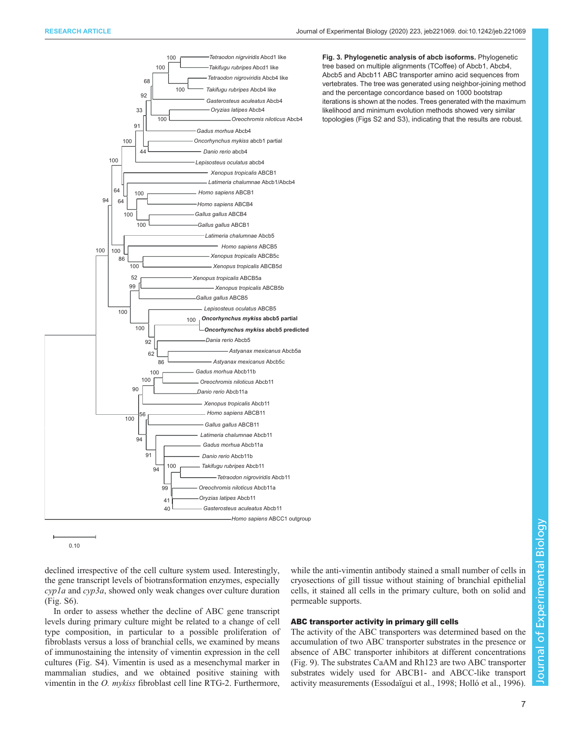**Fig. 3. Phylogenetic analysis of abcb isoforms.** Phylogenetic tree based on multiple alignments (TCoffee) of Abcb1, Abcb4, Abcb5 and Abcb11 ABC transporter amino acid sequences from vertebrates. The tree was generated using neighbor-joining method and the percentage concordance based on 1000 bootstrap iterations is shown at the nodes. Trees generated with the maximum likelihood and minimum evolution methods showed very similar topologies (Figs S2 and S3), indicating that the results are robust.

declined irrespective of the cell culture system used. Interestingly, the gene transcript levels of biotransformation enzymes, especially *cyp1a* and *cyp3a*, showed only weak changes over culture duration (Fig. S6).

In order to assess whether the decline of ABC gene transcript levels during primary culture might be related to a change of cell type composition, in particular to a possible proliferation of fibroblasts versus a loss of branchial cells, we examined by means of immunostaining the intensity of vimentin expression in the cell cultures (Fig. S4). Vimentin is used as a mesenchymal marker in mammalian studies, and we obtained positive staining with vimentin in the *O. mykiss* fibroblast cell line RTG-2. Furthermore, while the anti-vimentin antibody stained a small number of cells in cryosections of gill tissue without staining of branchial epithelial cells, it stained all cells in the primary culture, both on solid and permeable supports.

## ABC transporter activity in primary gill cells

The activity of the ABC transporters was determined based on the accumulation of two ABC transporter substrates in the presence or absence of ABC transporter inhibitors at different concentrations (Fig. 9). The substrates CaAM and Rh123 are two ABC transporter substrates widely used for ABCB1- and ABCC-like transport activity measurements (Essodaïgui et al., 1998; Holló et al., 1996).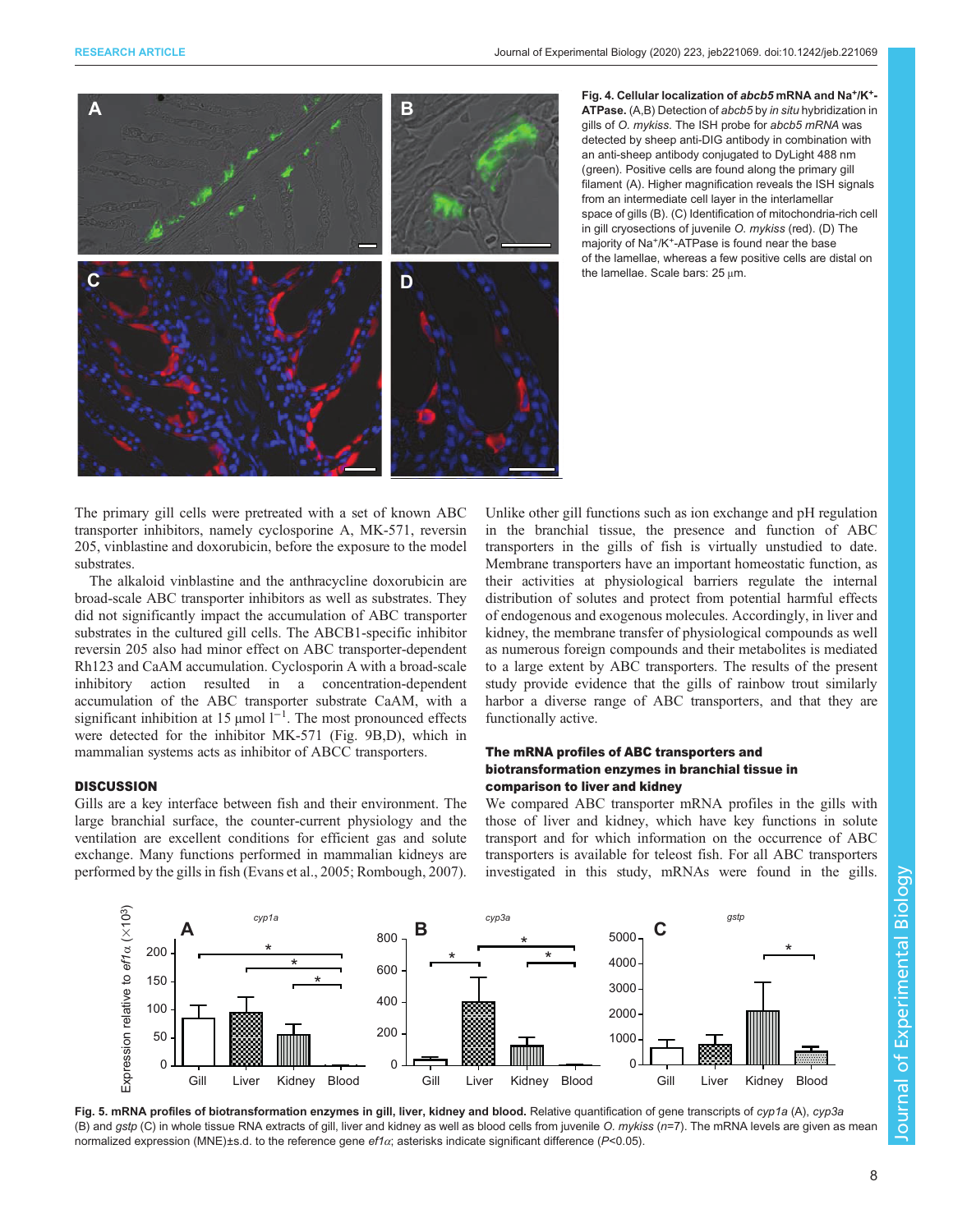**Fig. 4. Cellular localization of *abcb5* mRNA and Na⁺/K⁺-ATPase.** (A,B) Detection of *abcb5* by *in situ* hybridization in gills of *O. mykiss*. The ISH probe for *abcb5 mRNA* was detected by sheep anti-DIG antibody in combination with an anti-sheep antibody conjugated to DyLight 488 nm (green). Positive cells are found along the primary gill filament (A). Higher magnification reveals the ISH signals from an intermediate cell layer in the interlamellar space of gills (B). (C) Identification of mitochondria-rich cell in gill cryosections of juvenile *O. mykiss* (red). (D) The majority of Na⁺/K⁺-ATPase is found near the base of the lamellae, whereas a few positive cells are distal on the lamellae. Scale bars: 25 µm.

The primary gill cells were pretreated with a set of known ABC transporter inhibitors, namely cyclosporine A, MK-571, reversin 205, vinblastine and doxorubicin, before the exposure to the model substrates.

The alkaloid vinblastine and the anthracycline doxorubicin are broad-scale ABC transporter inhibitors as well as substrates. They did not significantly impact the accumulation of ABC transporter substrates in the cultured gill cells. The ABCB1-specific inhibitor reversin 205 also had minor effect on ABC transporter-dependent Rh123 and CaAM accumulation. Cyclosporin A with a broad-scale inhibitory action resulted in a concentration-dependent accumulation of the ABC transporter substrate CaAM, with a significant inhibition at 15 µmol $l^{-1}$. The most pronounced effects were detected for the inhibitor MK-571 (Fig. 9B,D), which in mammalian systems acts as inhibitor of ABCC transporters.

## DISCUSSION

Gills are a key interface between fish and their environment. The large branchial surface, the counter-current physiology and the ventilation are excellent conditions for efficient gas and solute exchange. Many functions performed in mammalian kidneys are performed by the gills in fish (Evans et al., 2005; Rombough, 2007). Unlike other gill functions such as ion exchange and pH regulation in the branchial tissue, the presence and function of ABC transporters in the gills of fish is virtually unstudied to date. Membrane transporters have an important homeostatic function, as their activities at physiological barriers regulate the internal distribution of solutes and protect from potential harmful effects of endogenous and exogenous molecules. Accordingly, in liver and kidney, the membrane transfer of physiological compounds as well as numerous foreign compounds and their metabolites is mediated to a large extent by ABC transporters. The results of the present study provide evidence that the gills of rainbow trout similarly harbor a diverse range of ABC transporters, and that they are functionally active.

### The mRNA profiles of ABC transporters and biotransformation enzymes in branchial tissue in comparison to liver and kidney

We compared ABC transporter mRNA profiles in the gills with those of liver and kidney, which have key functions in solute transport and for which information on the occurrence of ABC transporters is available for teleost fish. For all ABC transporters investigated in this study, mRNAs were found in the gills.

**Fig. 5. mRNA profiles of biotransformation enzymes in gill, liver, kidney and blood.** Relative quantification of gene transcripts of *cyp1a* (A), *cyp3a* (B) and *gstp* (C) in whole tissue RNA extracts of gill, liver and kidney as well as blood cells from juvenile *O. mykiss* (*n*=7). The mRNA levels are given as mean normalized expression (MNE)±s.d. to the reference gene *ef1α*; asterisks indicate significant difference ($P$<0.05).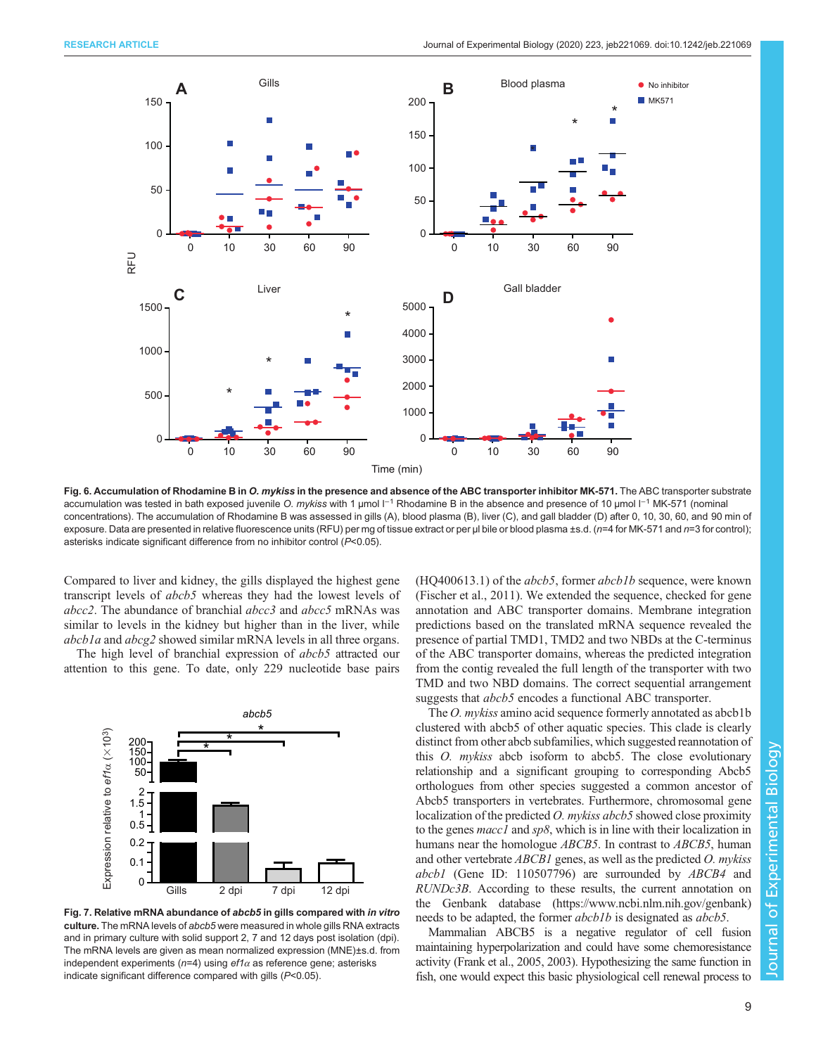**Fig. 6. Accumulation of Rhodamine B in *O. mykiss* in the presence and absence of the ABC transporter inhibitor MK-571.** The ABC transporter substrate accumulation was tested in bath exposed juvenile *O. mykiss* with 1 µmol l$^{-1}$ Rhodamine B in the absence and presence of 10 µmol l$^{-1}$ MK-571 (nominal concentrations). The accumulation of Rhodamine B was assessed in gills (A), blood plasma (B), liver (C), and gall bladder (D) after 0, 10, 30, 60, and 90 min of exposure. Data are presented in relative fluorescence units (RFU) per mg of tissue extract or per µl bile or blood plasma ±s.d. ($n$=4 for MK-571 and $n$=3 for control); asterisks indicate significant difference from no inhibitor control ($P$<0.05).

Compared to liver and kidney, the gills displayed the highest gene transcript levels of *abcb5* whereas they had the lowest levels of *abcc2*. The abundance of branchial *abcc3* and *abcc5* mRNAs was similar to levels in the kidney but higher than in the liver, while *abcb1a* and *abcg2* showed similar mRNA levels in all three organs.

The high level of branchial expression of *abcb5* attracted our attention to this gene. To date, only 229 nucleotide base pairs (HQ400613.1) of the *abcb5*, former *abcb1b* sequence, were known (Fischer et al., 2011). We extended the sequence, checked for gene annotation and ABC transporter domains. Membrane integration predictions based on the translated mRNA sequence revealed the presence of partial TMD1, TMD2 and two NBDs at the C-terminus of the ABC transporter domains, whereas the predicted integration from the contig revealed the full length of the transporter with two TMD and two NBD domains. The correct sequential arrangement suggests that *abcb5* encodes a functional ABC transporter.

**Fig. 7. Relative mRNA abundance of *abcb5* in gills compared with *in vitro* culture.** The mRNA levels of *abcb5* were measured in whole gills RNA extracts and in primary culture with solid support 2, 7 and 12 days post isolation (dpi). The mRNA levels are given as mean normalized expression (MNE)±s.d. from independent experiments ($n$=4) using *ef1α* as reference gene; asterisks indicate significant difference compared with gills ($P$<0.05).

The *O. mykiss* amino acid sequence formerly annotated as abcb1b clustered with abcb5 of other aquatic species. This clade is clearly distinct from other abcb subfamilies, which suggested reannotation of this *O. mykiss* abcb isoform to abcb5. The close evolutionary relationship and a significant grouping to corresponding Abcb5 orthologues from other species suggested a common ancestor of Abcb5 transporters in vertebrates. Furthermore, chromosomal gene localization of the predicted *O. mykiss abcb5* showed close proximity to the genes *macc1* and *sp8*, which is in line with their localization in humans near the homologue *ABCB5*. In contrast to *ABCB5*, human and other vertebrate *ABCB1* genes, as well as the predicted *O. mykiss abcb1* (Gene ID: 110507796) are surrounded by *ABCB4* and *RUNDc3B*. According to these results, the current annotation on the Genbank database (https://www.ncbi.nlm.nih.gov/genbank) needs to be adapted, the former *abcb1b* is designated as *abcb5*.

Mammalian ABCB5 is a negative regulator of cell fusion maintaining hyperpolarization and could have some chemoresistance activity (Frank et al., 2005, 2003). Hypothesizing the same function in fish, one would expect this basic physiological cell renewal process to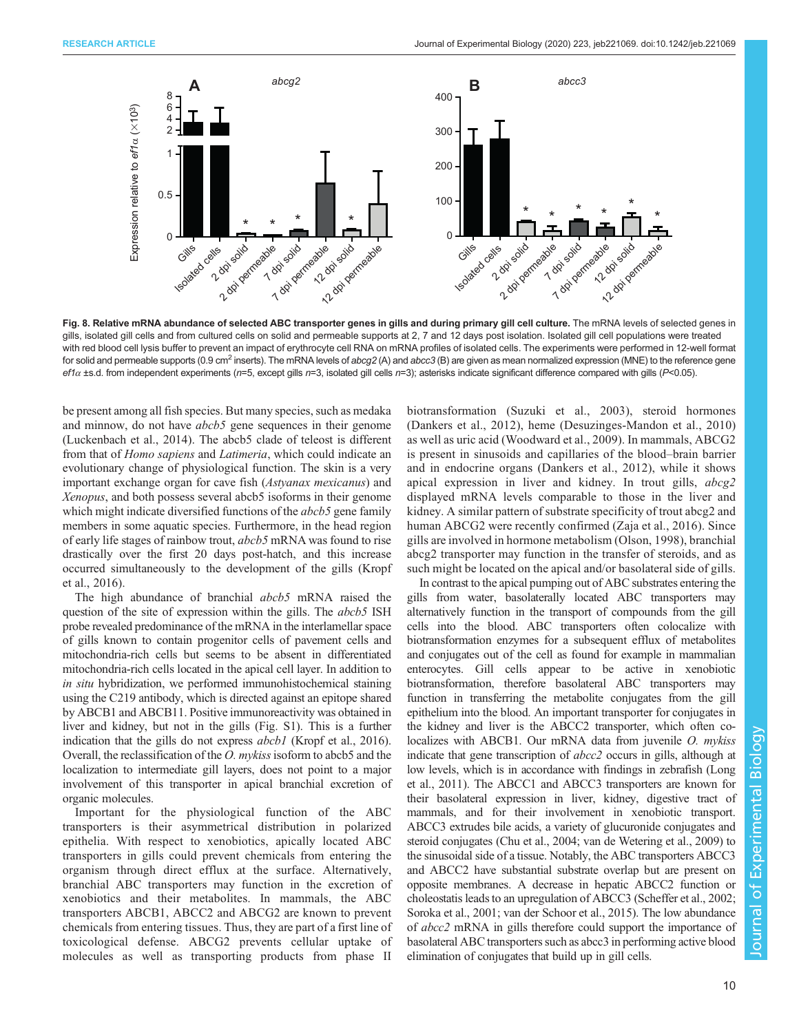Fig. 8. Relative mRNA abundance of selected ABC transporter genes in gills and during primary gill cell culture. The mRNA levels of selected genes in gills, isolated gill cells and from cultured cells on solid and permeable supports at 2, 7 and 12 days post isolation. Isolated gill cell populations were treated with red blood cell lysis buffer to prevent an impact of erythrocyte cell RNA on mRNA profiles of isolated cells. The experiments were performed in 12-well format for solid and permeable supports (0.9 cm$^2$ inserts). The mRNA levels of *abcg2* (A) and *abcc3* (B) are given as mean normalized expression (MNE) to the reference gene *ef1α* ±s.d. from independent experiments ($n$=5, except gills $n$=3, isolated gill cells $n$=3); asterisks indicate significant difference compared with gills ($P$<0.05).

be present among all fish species. But many species, such as medaka and minnow, do not have *abcb5* gene sequences in their genome (Luckenbach et al., 2014). The abcb5 clade of teleost is different from that of *Homo sapiens* and *Latimeria*, which could indicate an evolutionary change of physiological function. The skin is a very important exchange organ for cave fish (*Astyanax mexicanus*) and *Xenopus*, and both possess several abcb5 isoforms in their genome which might indicate diversified functions of the *abcb5* gene family members in some aquatic species. Furthermore, in the head region of early life stages of rainbow trout, *abcb5* mRNA was found to rise drastically over the first 20 days post-hatch, and this increase occurred simultaneously to the development of the gills (Kropf et al., 2016).

The high abundance of branchial *abcb5* mRNA raised the question of the site of expression within the gills. The *abcb5* ISH probe revealed predominance of the mRNA in the interlamellar space of gills known to contain progenitor cells of pavement cells and mitochondria-rich cells but seems to be absent in differentiated mitochondria-rich cells located in the apical cell layer. In addition to *in situ* hybridization, we performed immunohistochemical staining using the C219 antibody, which is directed against an epitope shared by ABCB1 and ABCB11. Positive immunoreactivity was obtained in liver and kidney, but not in the gills (Fig. S1). This is a further indication that the gills do not express *abcb1* (Kropf et al., 2016). Overall, the reclassification of the *O. mykiss* isoform to abcb5 and the localization to intermediate gill layers, does not point to a major involvement of this transporter in apical branchial excretion of organic molecules.

Important for the physiological function of the ABC transporters is their asymmetrical distribution in polarized epithelia. With respect to xenobiotics, apically located ABC transporters in gills could prevent chemicals from entering the organism through direct efflux at the surface. Alternatively, branchial ABC transporters may function in the excretion of xenobiotics and their metabolites. In mammals, the ABC transporters ABCB1, ABCC2 and ABCG2 are known to prevent chemicals from entering tissues. Thus, they are part of a first line of toxicological defense. ABCG2 prevents cellular uptake of molecules as well as transporting products from phase II biotransformation (Suzuki et al., 2003), steroid hormones (Dankers et al., 2012), heme (Desuzinges-Mandon et al., 2010) as well as uric acid (Woodward et al., 2009). In mammals, ABCG2 is present in sinusoids and capillaries of the blood–brain barrier and in endocrine organs (Dankers et al., 2012), while it shows apical expression in liver and kidney. In trout gills, *abcg2* displayed mRNA levels comparable to those in the liver and kidney. A similar pattern of substrate specificity of trout abcg2 and human ABCG2 were recently confirmed (Zaja et al., 2016). Since gills are involved in hormone metabolism (Olson, 1998), branchial abcg2 transporter may function in the transfer of steroids, and as such might be located on the apical and/or basolateral side of gills.

In contrast to the apical pumping out of ABC substrates entering the gills from water, basolaterally located ABC transporters may alternatively function in the transport of compounds from the gill cells into the blood. ABC transporters often colocalize with biotransformation enzymes for a subsequent efflux of metabolites and conjugates out of the cell as found for example in mammalian enterocytes. Gill cells appear to be active in xenobiotic biotransformation, therefore basolateral ABC transporters may function in transferring the metabolite conjugates from the gill epithelium into the blood. An important transporter for conjugates in the kidney and liver is the ABCC2 transporter, which often co-localizes with ABCB1. Our mRNA data from juvenile *O. mykiss* indicate that gene transcription of *abcc2* occurs in gills, although at low levels, which is in accordance with findings in zebrafish (Long et al., 2011). The ABCC1 and ABCC3 transporters are known for their basolateral expression in liver, kidney, digestive tract of mammals, and for their involvement in xenobiotic transport. ABCC3 extrudes bile acids, a variety of glucuronide conjugates and steroid conjugates (Chu et al., 2004; van de Wetering et al., 2009) to the sinusoidal side of a tissue. Notably, the ABC transporters ABCC3 and ABCC2 have substantial substrate overlap but are present on opposite membranes. A decrease in hepatic ABCC2 function or choleostatis leads to an upregulation of ABCC3 (Scheffer et al., 2002; Soroka et al., 2001; van der Schoor et al., 2015). The low abundance of *abcc2* mRNA in gills therefore could support the importance of basolateral ABC transporters such as abcc3 in performing active blood elimination of conjugates that build up in gill cells.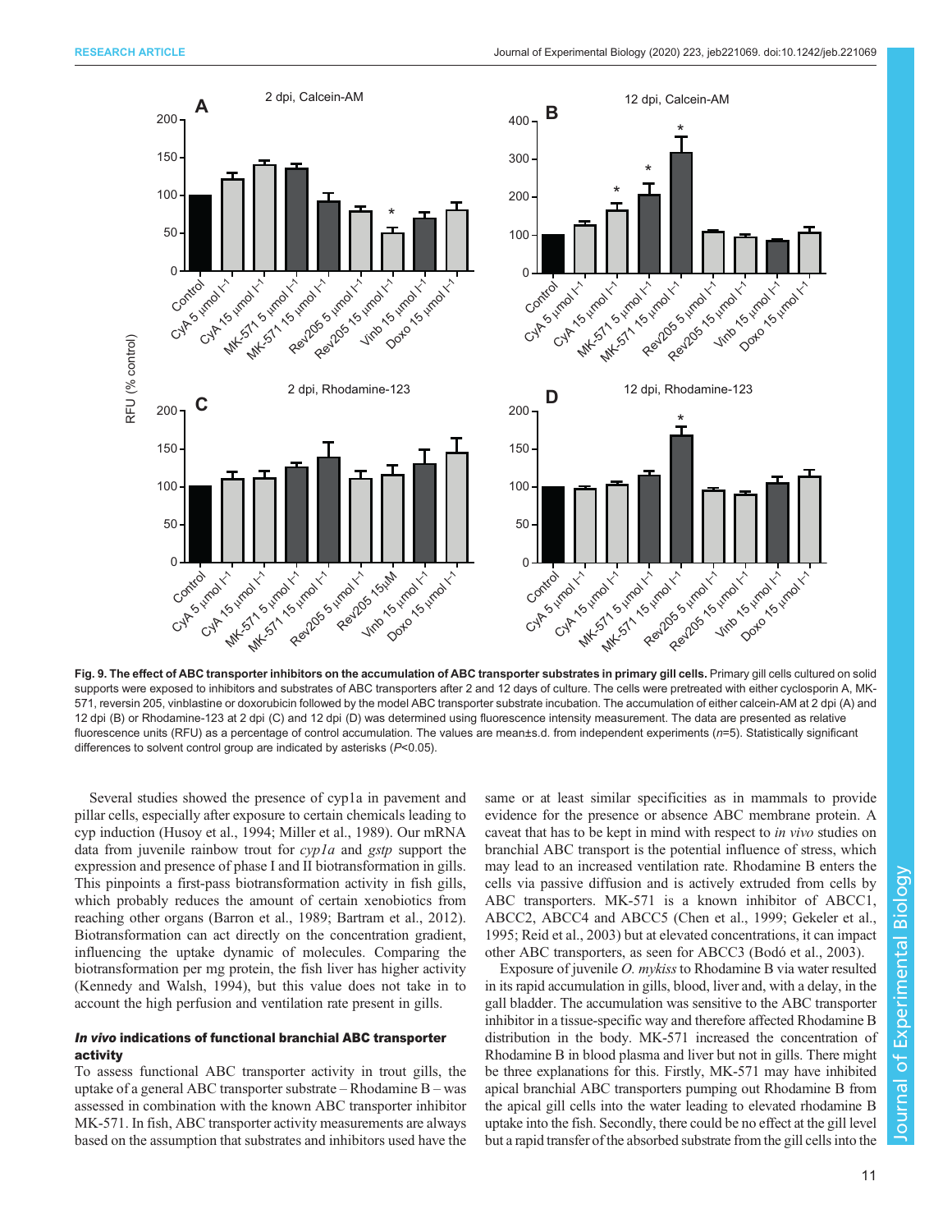**Fig. 9. The effect of ABC transporter inhibitors on the accumulation of ABC transporter substrates in primary gill cells.** Primary gill cells cultured on solid supports were exposed to inhibitors and substrates of ABC transporters after 2 and 12 days of culture. The cells were pretreated with either cyclosporin A, MK-571, reversin 205, vinblastine or doxorubicin followed by the model ABC transporter substrate incubation. The accumulation of either calcein-AM at 2 dpi (A) and 12 dpi (B) or Rhodamine-123 at 2 dpi (C) and 12 dpi (D) was determined using fluorescence intensity measurement. The data are presented as relative fluorescence units (RFU) as a percentage of control accumulation. The values are mean±s.d. from independent experiments ($n$=5). Statistically significant differences to solvent control group are indicated by asterisks ($P$<0.05).

Several studies showed the presence of cyp1a in pavement and pillar cells, especially after exposure to certain chemicals leading to cyp induction (Husoy et al., 1994; Miller et al., 1989). Our mRNA data from juvenile rainbow trout for *cyp1a* and *gstp* support the expression and presence of phase I and II biotransformation in gills. This pinpoints a first-pass biotransformation activity in fish gills, which probably reduces the amount of certain xenobiotics from reaching other organs (Barron et al., 1989; Bartram et al., 2012). Biotransformation can act directly on the concentration gradient, influencing the uptake dynamic of molecules. Comparing the biotransformation per mg protein, the fish liver has higher activity (Kennedy and Walsh, 1994), but this value does not take in to account the high perfusion and ventilation rate present in gills.

### *In vivo* indications of functional branchial ABC transporter activity

To assess functional ABC transporter activity in trout gills, the uptake of a general ABC transporter substrate – Rhodamine B – was assessed in combination with the known ABC transporter inhibitor MK-571. In fish, ABC transporter activity measurements are always based on the assumption that substrates and inhibitors used have the same or at least similar specificities as in mammals to provide evidence for the presence or absence ABC membrane protein. A caveat that has to be kept in mind with respect to *in vivo* studies on branchial ABC transport is the potential influence of stress, which may lead to an increased ventilation rate. Rhodamine B enters the cells via passive diffusion and is actively extruded from cells by ABC transporters. MK-571 is a known inhibitor of ABCC1, ABCC2, ABCC4 and ABCC5 (Chen et al., 1999; Gekeler et al., 1995; Reid et al., 2003) but at elevated concentrations, it can impact other ABC transporters, as seen for ABCC3 (Bodó et al., 2003).

Exposure of juvenile *O. mykiss* to Rhodamine B via water resulted in its rapid accumulation in gills, blood, liver and, with a delay, in the gall bladder. The accumulation was sensitive to the ABC transporter inhibitor in a tissue-specific way and therefore affected Rhodamine B distribution in the body. MK-571 increased the concentration of Rhodamine B in blood plasma and liver but not in gills. There might be three explanations for this. Firstly, MK-571 may have inhibited apical branchial ABC transporters pumping out Rhodamine B from the apical gill cells into the water leading to elevated rhodamine B uptake into the fish. Secondly, there could be no effect at the gill level but a rapid transfer of the absorbed substrate from the gill cells into the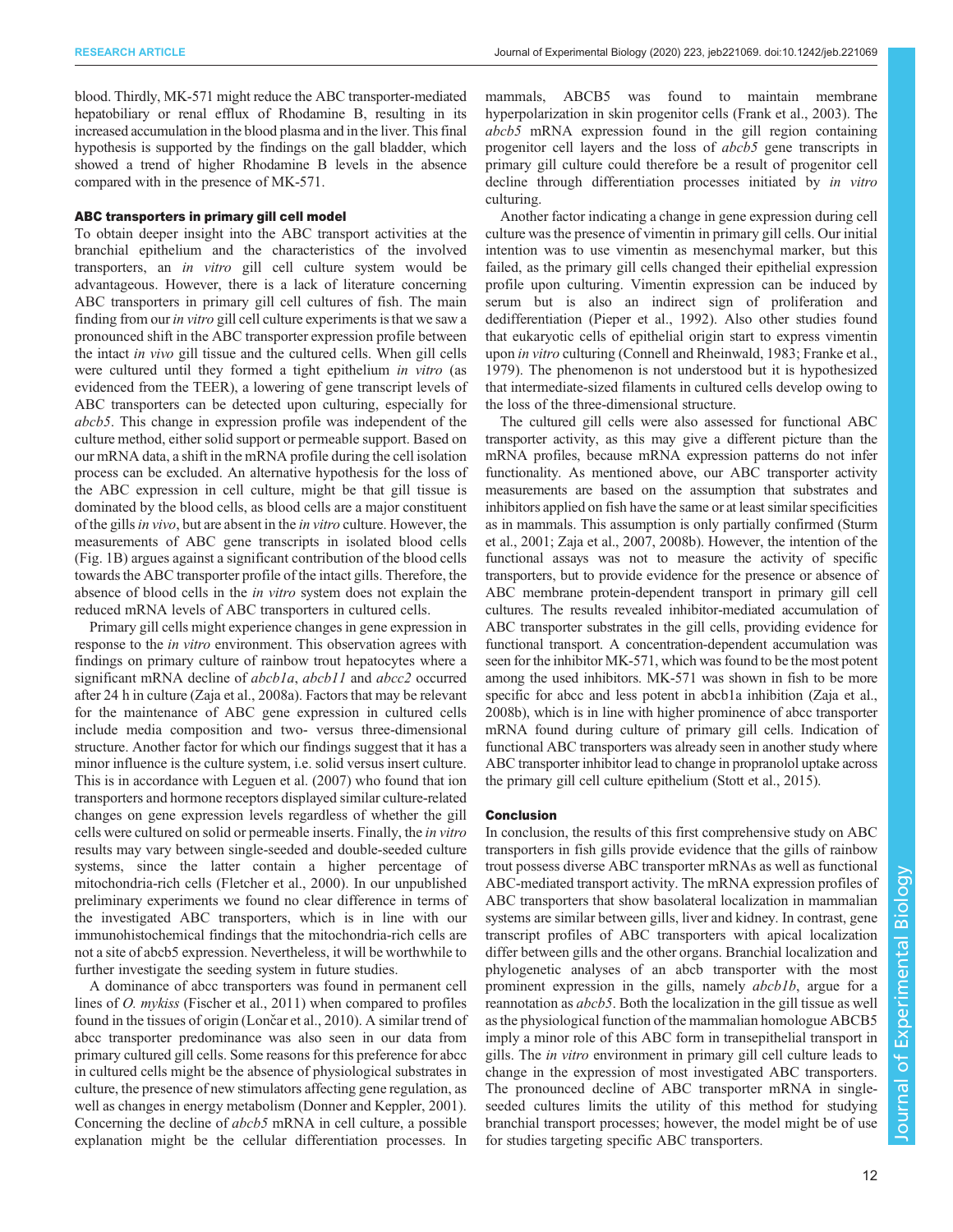blood. Thirdly, MK-571 might reduce the ABC transporter-mediated hepatobiliary or renal efflux of Rhodamine B, resulting in its increased accumulation in the blood plasma and in the liver. This final hypothesis is supported by the findings on the gall bladder, which showed a trend of higher Rhodamine B levels in the absence compared with in the presence of MK-571.

### ABC transporters in primary gill cell model

To obtain deeper insight into the ABC transport activities at the branchial epithelium and the characteristics of the involved transporters, an *in vitro* gill cell culture system would be advantageous. However, there is a lack of literature concerning ABC transporters in primary gill cell cultures of fish. The main finding from our *in vitro* gill cell culture experiments is that we saw a pronounced shift in the ABC transporter expression profile between the intact *in vivo* gill tissue and the cultured cells. When gill cells were cultured until they formed a tight epithelium *in vitro* (as evidenced from the TEER), a lowering of gene transcript levels of ABC transporters can be detected upon culturing, especially for *abcb5*. This change in expression profile was independent of the culture method, either solid support or permeable support. Based on our mRNA data, a shift in the mRNA profile during the cell isolation process can be excluded. An alternative hypothesis for the loss of the ABC expression in cell culture, might be that gill tissue is dominated by the blood cells, as blood cells are a major constituent of the gills *in vivo*, but are absent in the *in vitro* culture. However, the measurements of ABC gene transcripts in isolated blood cells (Fig. 1B) argues against a significant contribution of the blood cells towards the ABC transporter profile of the intact gills. Therefore, the absence of blood cells in the *in vitro* system does not explain the reduced mRNA levels of ABC transporters in cultured cells.

Primary gill cells might experience changes in gene expression in response to the *in vitro* environment. This observation agrees with findings on primary culture of rainbow trout hepatocytes where a significant mRNA decline of *abcb1a*, *abcb11* and *abcc2* occurred after 24 h in culture (Zaja et al., 2008a). Factors that may be relevant for the maintenance of ABC gene expression in cultured cells include media composition and two- versus three-dimensional structure. Another factor for which our findings suggest that it has a minor influence is the culture system, i.e. solid versus insert culture. This is in accordance with Leguen et al. (2007) who found that ion transporters and hormone receptors displayed similar culture-related changes on gene expression levels regardless of whether the gill cells were cultured on solid or permeable inserts. Finally, the *in vitro* results may vary between single-seeded and double-seeded culture systems, since the latter contain a higher percentage of mitochondria-rich cells (Fletcher et al., 2000). In our unpublished preliminary experiments we found no clear difference in terms of the investigated ABC transporters, which is in line with our immunohistochemical findings that the mitochondria-rich cells are not a site of abcb5 expression. Nevertheless, it will be worthwhile to further investigate the seeding system in future studies.

A dominance of abcc transporters was found in permanent cell lines of *O. mykiss* (Fischer et al., 2011) when compared to profiles found in the tissues of origin (Lončar et al., 2010). A similar trend of abcc transporter predominance was also seen in our data from primary cultured gill cells. Some reasons for this preference for abcc in cultured cells might be the absence of physiological substrates in culture, the presence of new stimulators affecting gene regulation, as well as changes in energy metabolism (Donner and Keppler, 2001). Concerning the decline of *abcb5* mRNA in cell culture, a possible explanation might be the cellular differentiation processes. In mammals, ABCB5 was found to maintain membrane hyperpolarization in skin progenitor cells (Frank et al., 2003). The *abcb5* mRNA expression found in the gill region containing progenitor cell layers and the loss of *abcb5* gene transcripts in primary gill culture could therefore be a result of progenitor cell decline through differentiation processes initiated by *in vitro* culturing.

Another factor indicating a change in gene expression during cell culture was the presence of vimentin in primary gill cells. Our initial intention was to use vimentin as mesenchymal marker, but this failed, as the primary gill cells changed their epithelial expression profile upon culturing. Vimentin expression can be induced by serum but is also an indirect sign of proliferation and dedifferentiation (Pieper et al., 1992). Also other studies found that eukaryotic cells of epithelial origin start to express vimentin upon *in vitro* culturing (Connell and Rheinwald, 1983; Franke et al., 1979). The phenomenon is not understood but it is hypothesized that intermediate-sized filaments in cultured cells develop owing to the loss of the three-dimensional structure.

The cultured gill cells were also assessed for functional ABC transporter activity, as this may give a different picture than the mRNA profiles, because mRNA expression patterns do not infer functionality. As mentioned above, our ABC transporter activity measurements are based on the assumption that substrates and inhibitors applied on fish have the same or at least similar specificities as in mammals. This assumption is only partially confirmed (Sturm et al., 2001; Zaja et al., 2007, 2008b). However, the intention of the functional assays was not to measure the activity of specific transporters, but to provide evidence for the presence or absence of ABC membrane protein-dependent transport in primary gill cell cultures. The results revealed inhibitor-mediated accumulation of ABC transporter substrates in the gill cells, providing evidence for functional transport. A concentration-dependent accumulation was seen for the inhibitor MK-571, which was found to be the most potent among the used inhibitors. MK-571 was shown in fish to be more specific for abcc and less potent in abcb1a inhibition (Zaja et al., 2008b), which is in line with higher prominence of abcc transporter mRNA found during culture of primary gill cells. Indication of functional ABC transporters was already seen in another study where ABC transporter inhibitor lead to change in propranolol uptake across the primary gill cell culture epithelium (Stott et al., 2015).

### Conclusion

In conclusion, the results of this first comprehensive study on ABC transporters in fish gills provide evidence that the gills of rainbow trout possess diverse ABC transporter mRNAs as well as functional ABC-mediated transport activity. The mRNA expression profiles of ABC transporters that show basolateral localization in mammalian systems are similar between gills, liver and kidney. In contrast, gene transcript profiles of ABC transporters with apical localization differ between gills and the other organs. Branchial localization and phylogenetic analyses of an abcb transporter with the most prominent expression in the gills, namely *abcb1b*, argue for a reannotation as *abcb5*. Both the localization in the gill tissue as well as the physiological function of the mammalian homologue ABCB5 imply a minor role of this ABC form in transepithelial transport in gills. The *in vitro* environment in primary gill cell culture leads to change in the expression of most investigated ABC transporters. The pronounced decline of ABC transporter mRNA in single-seeded cultures limits the utility of this method for studying branchial transport processes; however, the model might be of use for studies targeting specific ABC transporters.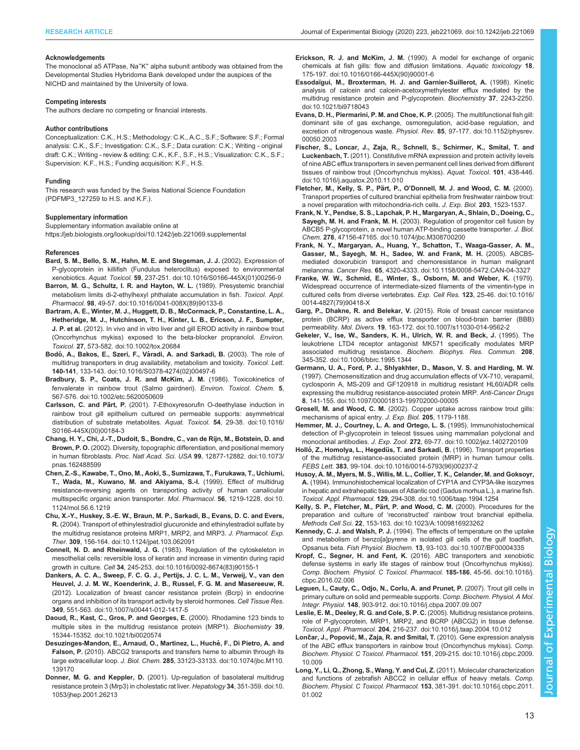#### Acknowledgements

The monoclonal a5 ATPase, $Na^+K^+$ alpha subunit antibody was obtained from the Developmental Studies Hybridoma Bank developed under the auspices of the NICHD and maintained by the University of Iowa.

#### Competing interests

The authors declare no competing or financial interests.

#### Author contributions

Conceptualization: C.K., H.S.; Methodology: C.K., A.C., S.F.; Software: S.F.; Formal analysis: C.K., S.F.; Investigation: C.K., S.F.; Data curation: C.K.; Writing - original draft: C.K.; Writing - review & editing: C.K., K.F., S.F., H.S.; Visualization: C.K., S.F.; Supervision: K.F., H.S.; Funding acquisition: K.F., H.S.

#### Funding

This research was funded by the Swiss National Science Foundation (PDFMP3_127259 to H.S. and K.F.).

#### Supplementary information

Supplementary information available online at https://jeb.biologists.org/lookup/doi/10.1242/jeb.221069.supplemental

#### References

**Bard, S. M., Bello, S. M., Hahn, M. E. and Stegeman, J. J.** (2002). Expression of P-glycoprotein in killifish (Fundulus heteroclitus) exposed to environmental xenobiotics. *Aquat. Toxicol.* **59**, 237-251. doi:10.1016/S0166-445X(01)00256-9

**Barron, M. G., Schultz, I. R. and Hayton, W. L.** (1989). Presystemic branchial metabolism limits di-2-ethylhexyl phthalate accumulation in fish. *Toxicol. Appl. Pharmacol.* **98**, 49-57. doi:10.1016/0041-008X(89)90133-6

**Bartram, A. E., Winter, M. J., Huggett, D. B., McCormack, P., Constantine, L. A., Hetheridge, M. J., Hutchinson, T. H., Kinter, L. B., Ericson, J. F., Sumpter, J. P. et al.** (2012). In vivo and in vitro liver and gill EROD activity in rainbow trout (Oncorhynchus mykiss) exposed to the beta-blocker propranolol. *Environ. Toxicol.* **27**, 573-582. doi:10.1002/tox.20684

**Bodó, A., Bakos, E., Szeri, F., Váradi, A. and Sarkadi, B.** (2003). The role of multidrug transporters in drug availability, metabolism and toxicity. *Toxicol. Lett.* **140-141**, 133-143. doi:10.1016/S0378-4274(02)00497-6

**Bradbury, S. P., Coats, J. R. and McKim, J. M.** (1986). Toxicokinetics of fenvalerate in rainbow trout (Salmo gairdneri). *Environ. Toxicol. Chem.* **5**, 567-576. doi:10.1002/etc.5620050609

**Carlsson, C. and Pärt, P.** (2001). 7-Ethoxyresorufin O-deethylase induction in rainbow trout gill epithelium cultured on permeable supports: asymmetrical distribution of substrate metabolites. *Aquat. Toxicol.* **54**, 29-38. doi:10.1016/S0166-445X(00)00184-3

**Chang, H. Y., Chi, J.-T., Dudoit, S., Bondre, C., van de Rijn, M., Botstein, D. and Brown, P. O.** (2002). Diversity, topographic differentiation, and positional memory in human fibroblasts. *Proc. Natl Acad. Sci. USA* **99**, 12877-12882. doi:10.1073/pnas.162488599

**Chen, Z.-S., Kawabe, T., Ono, M., Aoki, S., Sumizawa, T., Furukawa, T., Uchiumi, T., Wada, M., Kuwano, M. and Akiyama, S.-I.** (1999). Effect of multidrug resistance-reversing agents on transporting activity of human canalicular multispecific organic anion transporter. *Mol. Pharmacol.* **56**, 1219-1228. doi:10.1124/mol.56.6.1219

**Chu, X.-Y., Huskey, S.-E. W., Braun, M. P., Sarkadi, B., Evans, D. C. and Evers, R.** (2004). Transport of ethinylestradiol glucuronide and ethinylestradiol sulfate by the multidrug resistance proteins MRP1, MRP2, and MRP3. *J. Pharmacol. Exp. Ther.* **309**, 156-164. doi:10.1124/jpet.103.062091

**Connell, N. D. and Rheinwald, J. G.** (1983). Regulation of the cytoskeleton in mesothelial cells: reversible loss of keratin and increase in vimentin during rapid growth in culture. *Cell* **34**, 245-253. doi:10.1016/0092-8674(83)90155-1

**Dankers, A. C. A., Sweep, F. C. G. J., Pertijs, J. C. L. M., Verweij, V., van den Heuvel, J. J. M. W., Koenderink, J. B., Russel, F. G. M. and Masereeuw, R.** (2012). Localization of breast cancer resistance protein (Bcrp) in endocrine organs and inhibition of its transport activity by steroid hormones. *Cell Tissue Res.* **349**, 551-563. doi:10.1007/s00441-012-1417-5

**Daoud, R., Kast, C., Gros, P. and Georges, E.** (2000). Rhodamine 123 binds to multiple sites in the multidrug resistance protein (MRP1). *Biochemistry* **39**, 15344-15352. doi:10.1021/bi0020574

**Desuzinges-Mandon, E., Arnaud, O., Martinez, L., Huché, F., Di Pietro, A. and Falson, P.** (2010). ABCG2 transports and transfers heme to albumin through its large extracellular loop. *J. Biol. Chem.* **285**, 33123-33133. doi:10.1074/jbc.M110.139170

**Donner, M. G. and Keppler, D.** (2001). Up-regulation of basolateral multidrug resistance protein 3 (Mrp3) in cholestatic rat liver. *Hepatology* **34**, 351-359. doi:10.1053/jhep.2001.26213

**Erickson, R. J. and McKim, J. M.** (1990). A model for exchange of organic chemicals at fish gills: flow and diffusion limitations. *Aquatic toxicology* **18**, 175-197. doi:10.1016/0166-445X(90)90001-6

**Essodaïgui, M., Broxterman, H. J. and Garnier-Suillerot, A.** (1998). Kinetic analysis of calcein and calcein-acetoxymethylester efflux mediated by the multidrug resistance protein and P-glycoprotein. *Biochemistry* **37**, 2243-2250. doi:10.1021/bi9718043

**Evans, D. H., Piermarini, P. M. and Choe, K. P.** (2005). The multifunctional fish gill: dominant site of gas exchange, osmoregulation, acid-base regulation, and excretion of nitrogenous waste. *Physiol. Rev.* **85**, 97-177. doi:10.1152/physrev.00050.2003

**Fischer, S., Loncar, J., Zaja, R., Schnell, S., Schirmer, K., Smital, T. and Luckenbach, T.** (2011). Constitutive mRNA expression and protein activity levels of nine ABC efflux transporters in seven permanent cell lines derived from different tissues of rainbow trout (Oncorhynchus mykiss). *Aquat. Toxicol.* **101**, 438-446. doi:10.1016/j.aquatox.2010.11.010

**Fletcher, M., Kelly, S. P., Pärt, P., O'Donnell, M. J. and Wood, C. M.** (2000). Transport properties of cultured branchial epithelia from freshwater rainbow trout: a novel preparation with mitochondria-rich cells. *J. Exp. Biol.* **203**, 1523-1537.

**Frank, N. Y., Pendse, S. S., Lapchak, P. H., Margaryan, A., Shlain, D., Doeing, C., Sayegh, M. H. and Frank, M. H.** (2003). Regulation of progenitor cell fusion by ABCB5 P-glycoprotein, a novel human ATP-binding cassette transporter. *J. Biol. Chem.* **278**, 47156-47165. doi:10.1074/jbc.M308700200

**Frank, N. Y., Margaryan, A., Huang, Y., Schatton, T., Waaga-Gasser, A. M., Gasser, M., Sayegh, M. H., Sadee, W. and Frank, M. H.** (2005). ABCB5-mediated doxorubicin transport and chemoresistance in human malignant melanoma. *Cancer Res.* **65**, 4320-4333. doi:10.1158/0008-5472.CAN-04-3327

**Franke, W. W., Schmid, E., Winter, S., Osborn, M. and Weber, K.** (1979). Widespread occurrence of intermediate-sized filaments of the vimentin-type in cultured cells from diverse vertebrates. *Exp. Cell Res.* **123**, 25-46. doi:10.1016/0014-4827(79)90418-X

**Garg, P., Dhakne, R. and Belekar, V.** (2015). Role of breast cancer resistance protein (BCRP) as active efflux transporter on blood-brain barrier (BBB) permeability. *Mol. Divers.* **19**, 163-172. doi:10.1007/s11030-014-9562-2

**Gekeler, V., Ise, W., Sanders, K. H., Ulrich, W. R. and Beck, J.** (1995). The leukotriene LTD4 receptor antagonist MK571 specifically modulates MRP associated multidrug resistance. *Biochem. Biophys. Res. Commun.* **208**, 345-352. doi:10.1006/bbrc.1995.1344

**Germann, U. A., Ford, P. J., Shlyakhter, D., Mason, V. S. and Harding, M. W.** (1997). Chemosensitization and drug accumulation effects of VX-710, verapamil, cyclosporin A, MS-209 and GF120918 in multidrug resistant HL60/ADR cells expressing the multidrug resistance-associated protein MRP. *Anti-Cancer Drugs* **8**, 141-155. doi:10.1097/00001813-199702000-00005

**Grosell, M. and Wood, C. M.** (2002). Copper uptake across rainbow trout gills: mechanisms of apical entry. *J. Exp. Biol.* **205**, 1179-1188.

**Hemmer, M. J., Courtney, L. A. and Ortego, L. S.** (1995). Immunohistochemical detection of P-glycoprotein in teleost tissues using mammalian polyclonal and monoclonal antibodies. *J. Exp. Zool.* **272**, 69-77. doi:10.1002/jez.1402720109

**Holló, Z., Homolya, L., Hegedüs, T. and Sarkadi, B.** (1996). Transport properties of the multidrug resistance-associated protein (MRP) in human tumour cells. *FEBS Lett.* **383**, 99-104. doi:10.1016/0014-5793(96)00237-2

**Husoy, A. M., Myers, M. S., Willis, M. L., Collier, T. K., Celander, M. and Goksoyr, A.** (1994). Immunohistochemical localization of CYP1A and CYP3A-like isozymes in hepatic and extrahepatic tissues of Atlantic cod (Gadus morhua L.), a marine fish. *Toxicol. Appl. Pharmacol.* **129**, 294-308. doi:10.1006/taap.1994.1254

**Kelly, S. P., Fletcher, M., Pärt, P. and Wood, C. M.** (2000). Procedures for the preparation and culture of 'reconstructed' rainbow trout branchial epithelia. *Methods Cell Sci.* **22**, 153-163. doi:10.1023/A:1009816923262

**Kennedy, C. J. and Walsh, P. J.** (1994). The effects of temperature on the uptake and metabolism of benzo[a]pyrene in isolated gill cells of the gulf toadfish, Opsanus beta. *Fish Physiol. Biochem.* **13**, 93-103. doi:10.1007/BF00004335

**Kropf, C., Segner, H. and Fent, K.** (2016). ABC transporters and xenobiotic defense systems in early life stages of rainbow trout (Oncorhynchus mykiss). *Comp. Biochem. Physiol. C Toxicol. Pharmacol.* **185-186**, 45-56. doi:10.1016/j.cbpc.2016.02.006

**Leguen, I., Cauty, C., Odjo, N., Corlu, A. and Prunet, P.** (2007). Trout gill cells in primary culture on solid and permeable supports. *Comp. Biochem. Physiol. A Mol. Integr. Physiol.* **148**, 903-912. doi:10.1016/j.cbpa.2007.09.007

**Leslie, E. M., Deeley, R. G. and Cole, S. P. C.** (2005). Multidrug resistance proteins. role of P-glycoprotein, MRP1, MRP2, and BCRP (ABCG2) in tissue defense. *Toxicol. Appl. Pharmacol.* **204**, 216-237. doi:10.1016/j.taap.2004.10.012

**Lončar, J., Popović, M., Zaja, R. and Smital, T.** (2010). Gene expression analysis of the ABC efflux transporters in rainbow trout (Oncorhynchus mykiss). *Comp. Biochem. Physiol. C Toxicol. Pharmacol.* **151**, 209-215. doi:10.1016/j.cbpc.2009.10.009

**Long, Y., Li, Q., Zhong, S., Wang, Y. and Cui, Z.** (2011). Molecular characterization and functions of zebrafish ABCC2 in cellular efflux of heavy metals. *Comp. Biochem. Physiol. C Toxicol. Pharmacol.* **153**, 381-391. doi:10.1016/j.cbpc.2011.01.002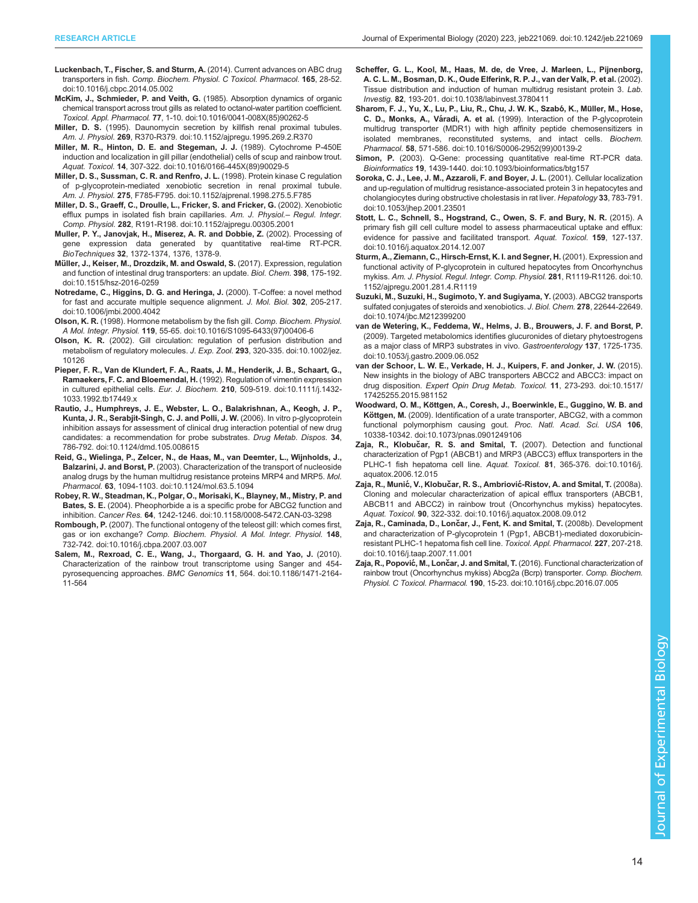**Luckenbach, T., Fischer, S. and Sturm, A.** (2014). Current advances on ABC drug transporters in fish. *Comp. Biochem. Physiol. C Toxicol. Pharmacol.* **165**, 28-52. doi:10.1016/j.cbpc.2014.05.002

**McKim, J., Schmieder, P. and Veith, G.** (1985). Absorption dynamics of organic chemical transport across trout gills as related to octanol-water partition coefficient. *Toxicol. Appl. Pharmacol.* **77**, 1-10. doi:10.1016/0041-008X(85)90262-5

**Miller, D. S.** (1995). Daunomycin secretion by killfish renal proximal tubules. *Am. J. Physiol.* **269**, R370-R379. doi:10.1152/ajpregu.1995.269.2.R370

**Miller, M. R., Hinton, D. E. and Stegeman, J. J.** (1989). Cytochrome P-450E induction and localization in gill pillar (endothelial) cells of scup and rainbow trout. *Aquat. Toxicol.* **14**, 307-322. doi:10.1016/0166-445X(89)90029-5

**Miller, D. S., Sussman, C. R. and Renfro, J. L.** (1998). Protein kinase C regulation of p-glycoprotein-mediated xenobiotic secretion in renal proximal tubule. *Am. J. Physiol.* **275**, F785-F795. doi:10.1152/ajprenal.1998.275.5.F785

**Miller, D. S., Graeff, C., Droulle, L., Fricker, S. and Fricker, G.** (2002). Xenobiotic efflux pumps in isolated fish brain capillaries. *Am. J. Physiol.– Regul. Integr. Comp. Physiol.* **282**, R191-R198. doi:10.1152/ajpregu.00305.2001

**Muller, P. Y., Janovjak, H., Miserez, A. R. and Dobbie, Z.** (2002). Processing of gene expression data generated by quantitative real-time RT-PCR. *BioTechniques* **32**, 1372-1374, 1376, 1378-9.

**Müller, J., Keiser, M., Drozdzik, M. and Oswald, S.** (2017). Expression, regulation and function of intestinal drug transporters: an update. *Biol. Chem.* **398**, 175-192. doi:10.1515/hsz-2016-0259

**Notredame, C., Higgins, D. G. and Heringa, J.** (2000). T-Coffee: a novel method for fast and accurate multiple sequence alignment. *J. Mol. Biol.* **302**, 205-217. doi:10.1006/jmbi.2000.4042

**Olson, K. R.** (1998). Hormone metabolism by the fish gill. *Comp. Biochem. Physiol. A Mol. Integr. Physiol.* **119**, 55-65. doi:10.1016/S1095-6433(97)00406-6

**Olson, K. R.** (2002). Gill circulation: regulation of perfusion distribution and metabolism of regulatory molecules. *J. Exp. Zool.* **293**, 320-335. doi:10.1002/jez.10126

**Pieper, F. R., Van de Klundert, F. A., Raats, J. M., Henderik, J. B., Schaart, G., Ramaekers, F. C. and Bloemendal, H.** (1992). Regulation of vimentin expression in cultured epithelial cells. *Eur. J. Biochem.* **210**, 509-519. doi:10.1111/j.1432-1033.1992.tb17449.x

**Rautio, J., Humphreys, J. E., Webster, L. O., Balakrishnan, A., Keogh, J. P., Kunta, J. R., Serabjit-Singh, C. J. and Polli, J. W.** (2006). In vitro p-glycoprotein inhibition assays for assessment of clinical drug interaction potential of new drug candidates: a recommendation for probe substrates. *Drug Metab. Dispos.* **34**, 786-792. doi:10.1124/dmd.105.008615

**Reid, G., Wielinga, P., Zelcer, N., de Haas, M., van Deemter, L., Wijnholds, J., Balzarini, J. and Borst, P.** (2003). Characterization of the transport of nucleoside analog drugs by the human multidrug resistance proteins MRP4 and MRP5. *Mol. Pharmacol.* **63**, 1094-1103. doi:10.1124/mol.63.5.1094

**Robey, R. W., Steadman, K., Polgar, O., Morisaki, K., Blayney, M., Mistry, P. and Bates, S. E.** (2004). Pheophorbide a is a specific probe for ABCG2 function and inhibition. *Cancer Res.* **64**, 1242-1246. doi:10.1158/0008-5472.CAN-03-3298

**Rombough, P.** (2007). The functional ontogeny of the teleost gill: which comes first, gas or ion exchange? *Comp. Biochem. Physiol. A Mol. Integr. Physiol.* **148**, 732-742. doi:10.1016/j.cbpa.2007.03.007

**Salem, M., Rexroad, C. E., Wang, J., Thorgaard, G. H. and Yao, J.** (2010). Characterization of the rainbow trout transcriptome using Sanger and 454-pyrosequencing approaches. *BMC Genomics* **11**, 564. doi:10.1186/1471-2164-11-564

**Scheffer, G. L., Kool, M., Haas, M. de, de Vree, J. Marleen, L., Pijnenborg, A. C. L. M., Bosman, D. K., Oude Elferink, R. P. J., van der Valk, P. et al.** (2002). Tissue distribution and induction of human multidrug resistant protein 3. *Lab. Investig.* **82**, 193-201. doi:10.1038/labinvest.3780411

**Sharom, F. J., Yu, X., Lu, P., Liu, R., Chu, J. W. K., Szabó, K., Müller, M., Hose, C. D., Monks, A., Váradi, A. et al.** (1999). Interaction of the P-glycoprotein multidrug transporter (MDR1) with high affinity peptide chemosensitizers in isolated membranes, reconstituted systems, and intact cells. *Biochem. Pharmacol.* **58**, 571-586. doi:10.1016/S0006-2952(99)00139-2

**Simon, P.** (2003). Q-Gene: processing quantitative real-time RT-PCR data. *Bioinformatics* **19**, 1439-1440. doi:10.1093/bioinformatics/btg157

**Soroka, C. J., Lee, J. M., Azzaroli, F. and Boyer, J. L.** (2001). Cellular localization and up-regulation of multidrug resistance-associated protein 3 in hepatocytes and cholangiocytes during obstructive cholestasis in rat liver. *Hepatology* **33**, 783-791. doi:10.1053/jhep.2001.23501

**Stott, L. C., Schnell, S., Hogstrand, C., Owen, S. F. and Bury, N. R.** (2015). A primary fish gill cell culture model to assess pharmaceutical uptake and efflux: evidence for passive and facilitated transport. *Aquat. Toxicol.* **159**, 127-137. doi:10.1016/j.aquatox.2014.12.007

**Sturm, A., Ziemann, C., Hirsch-Ernst, K. I. and Segner, H.** (2001). Expression and functional activity of P-glycoprotein in cultured hepatocytes from Oncorhynchus mykiss. *Am. J. Physiol. Regul. Integr. Comp. Physiol.* **281**, R1119-R1126. doi:10.1152/ajpregu.2001.281.4.R1119

**Suzuki, M., Suzuki, H., Sugimoto, Y. and Sugiyama, Y.** (2003). ABCG2 transports sulfated conjugates of steroids and xenobiotics. *J. Biol. Chem.* **278**, 22644-22649. doi:10.1074/jbc.M212399200

**van de Wetering, K., Feddema, W., Helms, J. B., Brouwers, J. F. and Borst, P.** (2009). Targeted metabolomics identifies glucuronides of dietary phytoestrogens as a major class of MRP3 substrates in vivo. *Gastroenterology* **137**, 1725-1735. doi:10.1053/j.gastro.2009.06.052

**van der Schoor, L. W. E., Verkade, H. J., Kuipers, F. and Jonker, J. W.** (2015). New insights in the biology of ABC transporters ABCC2 and ABCC3: impact on drug disposition. *Expert Opin Drug Metab. Toxicol.* **11**, 273-293. doi:10.1517/17425255.2015.981152

**Woodward, O. M., Köttgen, A., Coresh, J., Boerwinkle, E., Guggino, W. B. and Köttgen, M.** (2009). Identification of a urate transporter, ABCG2, with a common functional polymorphism causing gout. *Proc. Natl. Acad. Sci. USA* **106**, 10338-10342. doi:10.1073/pnas.0901249106

**Zaja, R., Klobučar, R. S. and Smital, T.** (2007). Detection and functional characterization of Pgp1 (ABCB1) and MRP3 (ABCC3) efflux transporters in the PLHC-1 fish hepatoma cell line. *Aquat. Toxicol.* **81**, 365-376. doi:10.1016/j.aquatox.2006.12.015

**Zaja, R., Munić, V., Klobučar, R. S., Ambriović-Ristov, A. and Smital, T.** (2008a). Cloning and molecular characterization of apical efflux transporters (ABCB1, ABCB11 and ABCC2) in rainbow trout (Oncorhynchus mykiss) hepatocytes. *Aquat. Toxicol.* **90**, 322-332. doi:10.1016/j.aquatox.2008.09.012

**Zaja, R., Caminada, D., Lončar, J., Fent, K. and Smital, T.** (2008b). Development and characterization of P-glycoprotein 1 (Pgp1, ABCB1)-mediated doxorubicin-resistant PLHC-1 hepatoma fish cell line. *Toxicol. Appl. Pharmacol.* **227**, 207-218. doi:10.1016/j.taap.2007.11.001

**Zaja, R., Popović, M., Lončar, J. and Smital, T.** (2016). Functional characterization of rainbow trout (Oncorhynchus mykiss) Abcg2a (Bcrp) transporter. *Comp. Biochem. Physiol. C Toxicol. Pharmacol.* **190**, 15-23. doi:10.1016/j.cbpc.2016.07.005